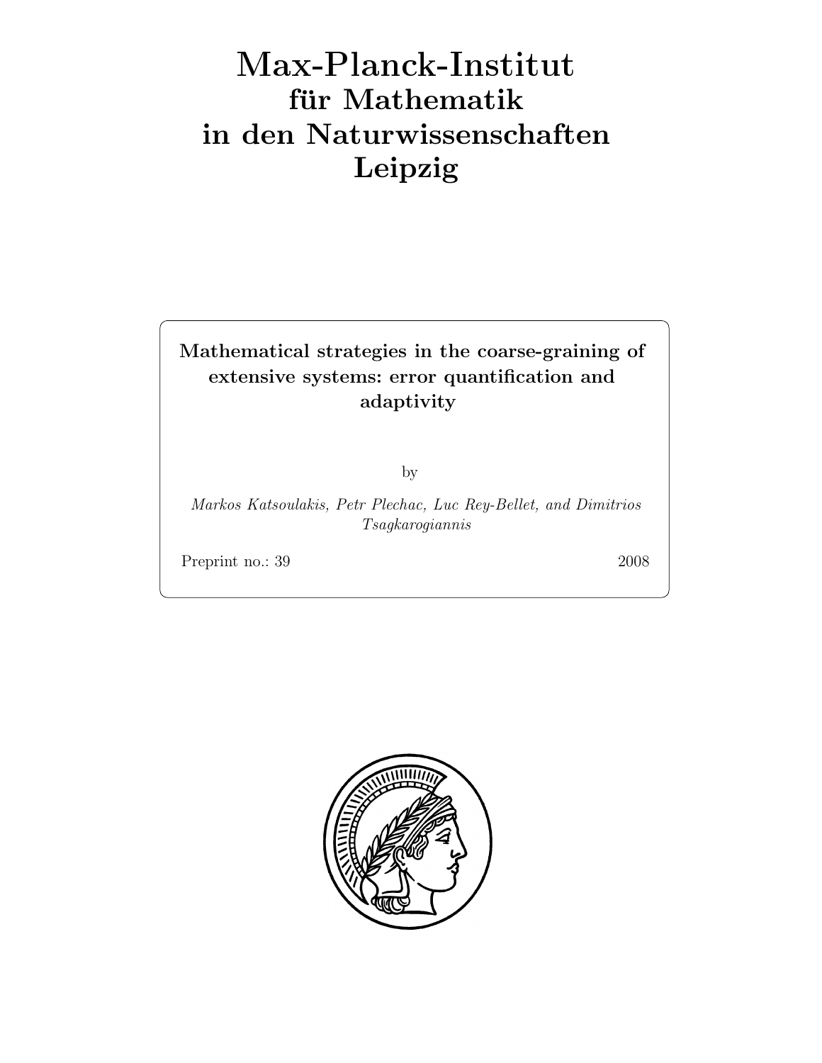# Max-Planck-Institut
## für Mathematik
## in den Naturwissenschaften
## Leipzig

**Mathematical strategies in the coarse-graining of extensive systems: error quantification and adaptivity**

by

*Markos Katsoulakis, Petr Plechac, Luc Rey-Bellet, and Dimitrios Tsagkarogiannis*

Preprint no.: 39 2008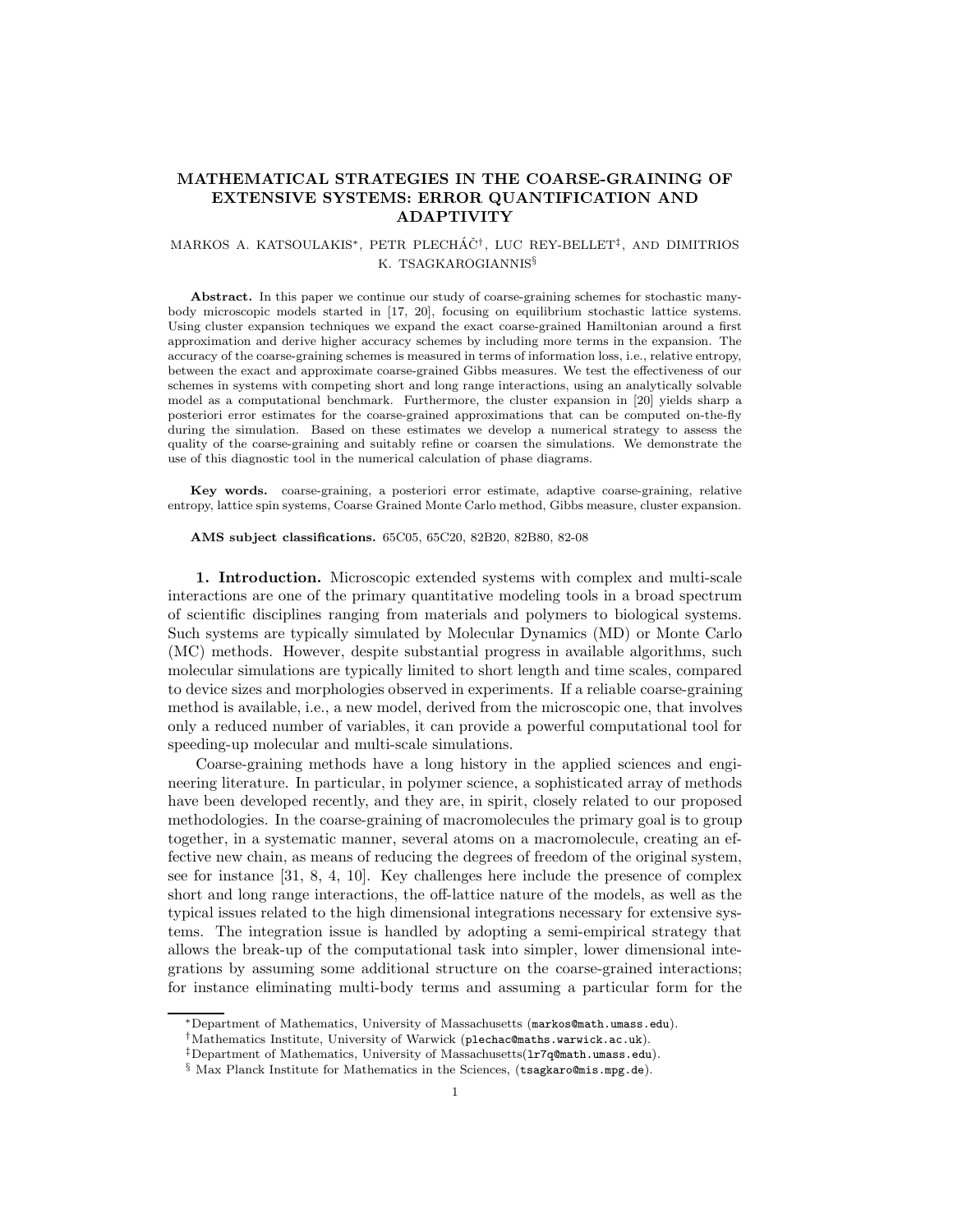# MATHEMATICAL STRATEGIES IN THE COARSE-GRAINING OF EXTENSIVE SYSTEMS: ERROR QUANTIFICATION AND ADAPTIVITY

MARKOS A. KATSOULAKIS[*], PETR PLECHÁČ[†], LUC REY-BELLET[‡], AND DIMITRIOS K. TSAGKAROGIANNIS[§]

**Abstract.** In this paper we continue our study of coarse-graining schemes for stochastic many-body microscopic models started in [17, 20], focusing on equilibrium stochastic lattice systems. Using cluster expansion techniques we expand the exact coarse-grained Hamiltonian around a first approximation and derive higher accuracy schemes by including more terms in the expansion. The accuracy of the coarse-graining schemes is measured in terms of information loss, i.e., relative entropy, between the exact and approximate coarse-grained Gibbs measures. We test the effectiveness of our schemes in systems with competing short and long range interactions, using an analytically solvable model as a computational benchmark. Furthermore, the cluster expansion in [20] yields sharp a posteriori error estimates for the coarse-grained approximations that can be computed on-the-fly during the simulation. Based on these estimates we develop a numerical strategy to assess the quality of the coarse-graining and suitably refine or coarsen the simulations. We demonstrate the use of this diagnostic tool in the numerical calculation of phase diagrams.

**Key words.** coarse-graining, a posteriori error estimate, adaptive coarse-graining, relative entropy, lattice spin systems, Coarse Grained Monte Carlo method, Gibbs measure, cluster expansion.

**AMS subject classifications.** 65C05, 65C20, 82B20, 82B80, 82-08

**1. Introduction.** Microscopic extended systems with complex and multi-scale interactions are one of the primary quantitative modeling tools in a broad spectrum of scientific disciplines ranging from materials and polymers to biological systems. Such systems are typically simulated by Molecular Dynamics (MD) or Monte Carlo (MC) methods. However, despite substantial progress in available algorithms, such molecular simulations are typically limited to short length and time scales, compared to device sizes and morphologies observed in experiments. If a reliable coarse-graining method is available, i.e., a new model, derived from the microscopic one, that involves only a reduced number of variables, it can provide a powerful computational tool for speeding-up molecular and multi-scale simulations.

Coarse-graining methods have a long history in the applied sciences and engineering literature. In particular, in polymer science, a sophisticated array of methods have been developed recently, and they are, in spirit, closely related to our proposed methodologies. In the coarse-graining of macromolecules the primary goal is to group together, in a systematic manner, several atoms on a macromolecule, creating an effective new chain, as means of reducing the degrees of freedom of the original system, see for instance [31, 8, 4, 10]. Key challenges here include the presence of complex short and long range interactions, the off-lattice nature of the models, as well as the typical issues related to the high dimensional integrations necessary for extensive systems. The integration issue is handled by adopting a semi-empirical strategy that allows the break-up of the computational task into simpler, lower dimensional integrations by assuming some additional structure on the coarse-grained interactions; for instance eliminating multi-body terms and assuming a particular form for the

[*]Department of Mathematics, University of Massachusetts (markos@math.umass.edu).

[†]Mathematics Institute, University of Warwick (plechac@maths.warwick.ac.uk).

[‡]Department of Mathematics, University of Massachusetts(lr7q@math.umass.edu).

[§] Max Planck Institute for Mathematics in the Sciences, (tsagkaro@mis.mpg.de).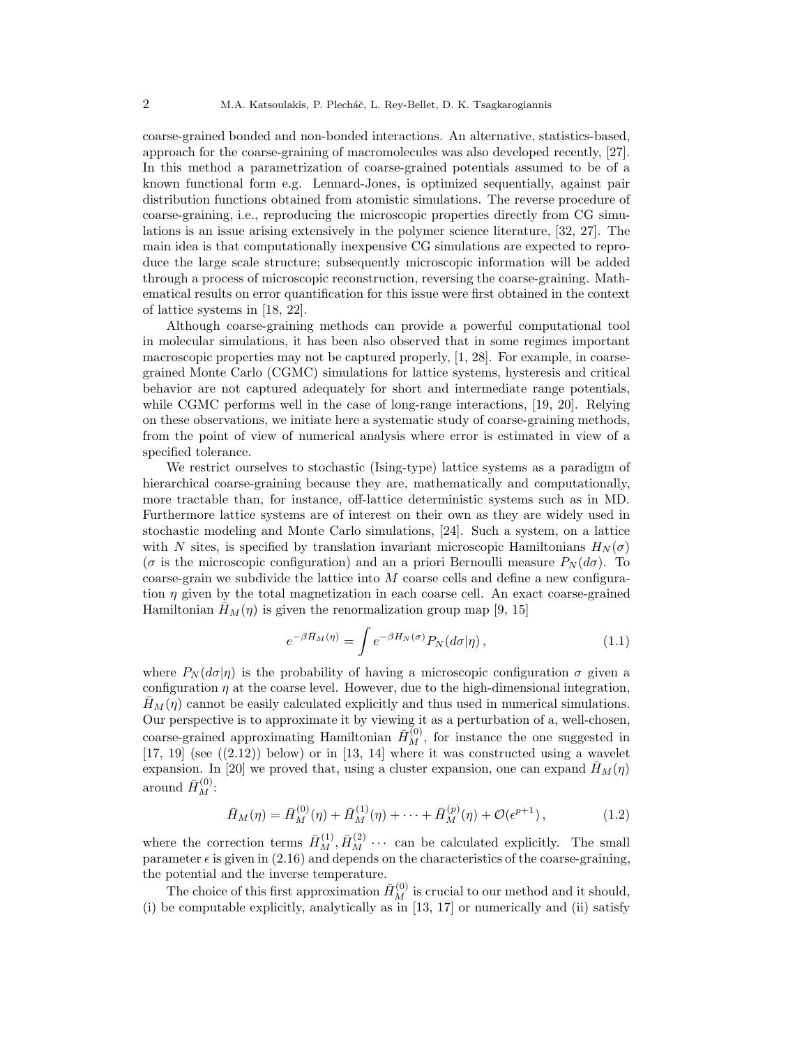coarse-grained bonded and non-bonded interactions. An alternative, statistics-based, approach for the coarse-graining of macromolecules was also developed recently, [27]. In this method a parametrization of coarse-grained potentials assumed to be of a known functional form e.g. Lennard-Jones, is optimized sequentially, against pair distribution functions obtained from atomistic simulations. The reverse procedure of coarse-graining, i.e., reproducing the microscopic properties directly from CG simulations is an issue arising extensively in the polymer science literature, [32, 27]. The main idea is that computationally inexpensive CG simulations are expected to reproduce the large scale structure; subsequently microscopic information will be added through a process of microscopic reconstruction, reversing the coarse-graining. Mathematical results on error quantification for this issue were first obtained in the context of lattice systems in [18, 22].

Although coarse-graining methods can provide a powerful computational tool in molecular simulations, it has been also observed that in some regimes important macroscopic properties may not be captured properly, [1, 28]. For example, in coarse-grained Monte Carlo (CGMC) simulations for lattice systems, hysteresis and critical behavior are not captured adequately for short and intermediate range potentials, while CGMC performs well in the case of long-range interactions, [19, 20]. Relying on these observations, we initiate here a systematic study of coarse-graining methods, from the point of view of numerical analysis where error is estimated in view of a specified tolerance.

We restrict ourselves to stochastic (Ising-type) lattice systems as a paradigm of hierarchical coarse-graining because they are, mathematically and computationally, more tractable than, for instance, off-lattice deterministic systems such as in MD. Furthermore lattice systems are of interest on their own as they are widely used in stochastic modeling and Monte Carlo simulations, [24]. Such a system, on a lattice with $N$ sites, is specified by translation invariant microscopic Hamiltonians $H_N(\sigma)$ ($\sigma$ is the microscopic configuration) and an a priori Bernoulli measure $P_N(d\sigma)$. To coarse-grain we subdivide the lattice into $M$ coarse cells and define a new configuration $\eta$ given by the total magnetization in each coarse cell. An exact coarse-grained Hamiltonian $\bar{H}_M(\eta)$ is given the renormalization group map [9, 15]

$$e^{-\beta \bar{H}_M(\eta)} = \int e^{-\beta H_N(\sigma)} P_N(d\sigma|\eta)\,, \tag{1.1}$$

where $P_N(d\sigma|\eta)$ is the probability of having a microscopic configuration $\sigma$ given a configuration $\eta$ at the coarse level. However, due to the high-dimensional integration, $\bar{H}_M(\eta)$ cannot be easily calculated explicitly and thus used in numerical simulations. Our perspective is to approximate it by viewing it as a perturbation of a, well-chosen, coarse-grained approximating Hamiltonian $\bar{H}_M^{(0)}$, for instance the one suggested in [17, 19] (see ((2.12)) below) or in [13, 14] where it was constructed using a wavelet expansion. In [20] we proved that, using a cluster expansion, one can expand $\bar{H}_M(\eta)$ around $\bar{H}_M^{(0)}$:

$$\bar{H}_M(\eta) = \bar{H}_M^{(0)}(\eta) + \bar{H}_M^{(1)}(\eta) + \cdots + \bar{H}_M^{(p)}(\eta) + \mathcal{O}(\epsilon^{p+1})\,, \tag{1.2}$$

where the correction terms $\bar{H}_M^{(1)}, \bar{H}_M^{(2)} \cdots$ can be calculated explicitly. The small parameter $\epsilon$ is given in (2.16) and depends on the characteristics of the coarse-graining, the potential and the inverse temperature.

The choice of this first approximation $\bar{H}_M^{(0)}$ is crucial to our method and it should, (i) be computable explicitly, analytically as in [13, 17] or numerically and (ii) satisfy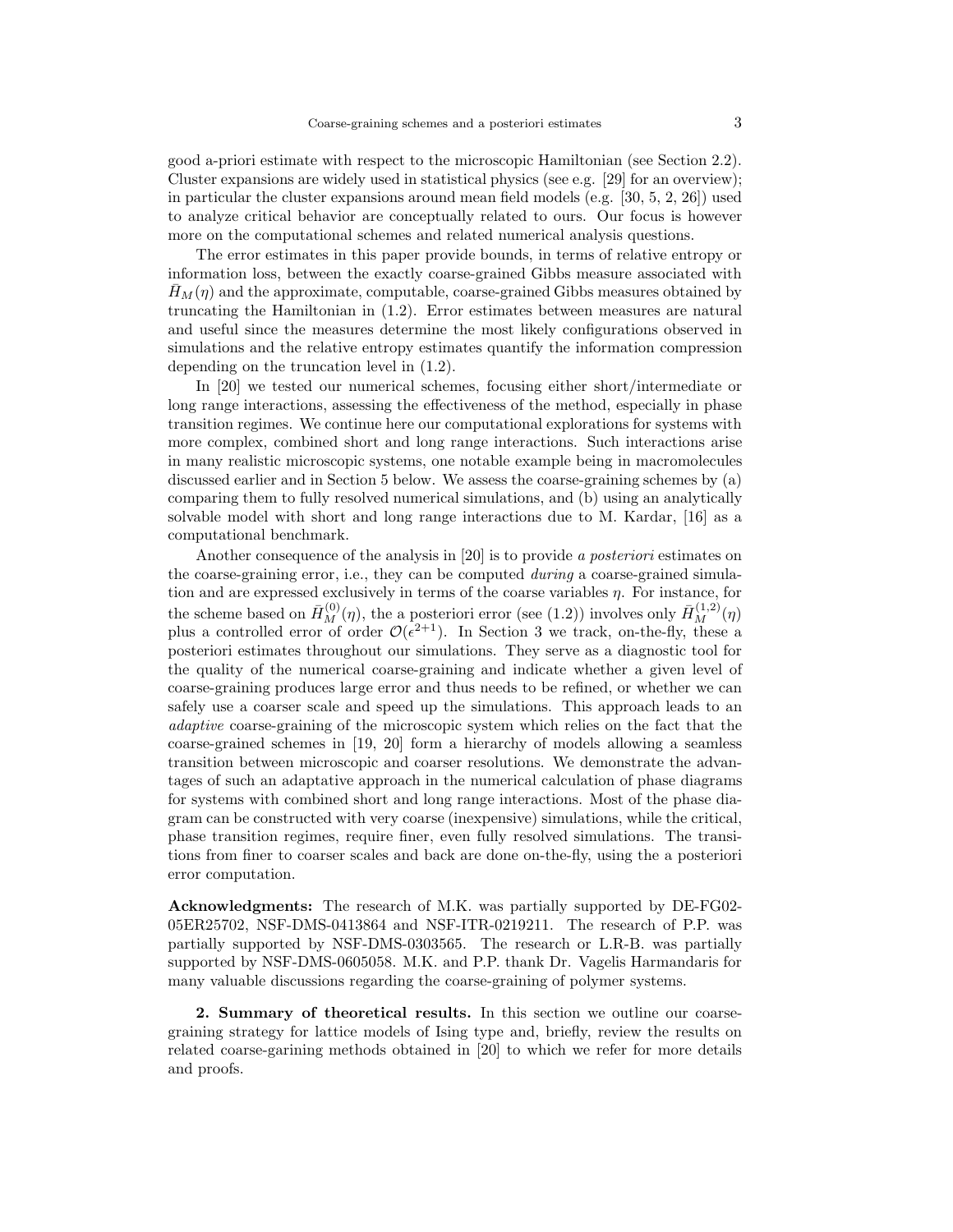good a-priori estimate with respect to the microscopic Hamiltonian (see Section 2.2). Cluster expansions are widely used in statistical physics (see e.g. [29] for an overview); in particular the cluster expansions around mean field models (e.g. [30, 5, 2, 26]) used to analyze critical behavior are conceptually related to ours. Our focus is however more on the computational schemes and related numerical analysis questions.

The error estimates in this paper provide bounds, in terms of relative entropy or information loss, between the exactly coarse-grained Gibbs measure associated with $\bar{H}_M(\eta)$ and the approximate, computable, coarse-grained Gibbs measures obtained by truncating the Hamiltonian in (1.2). Error estimates between measures are natural and useful since the measures determine the most likely configurations observed in simulations and the relative entropy estimates quantify the information compression depending on the truncation level in (1.2).

In [20] we tested our numerical schemes, focusing either short/intermediate or long range interactions, assessing the effectiveness of the method, especially in phase transition regimes. We continue here our computational explorations for systems with more complex, combined short and long range interactions. Such interactions arise in many realistic microscopic systems, one notable example being in macromolecules discussed earlier and in Section 5 below. We assess the coarse-graining schemes by (a) comparing them to fully resolved numerical simulations, and (b) using an analytically solvable model with short and long range interactions due to M. Kardar, [16] as a computational benchmark.

Another consequence of the analysis in [20] is to provide *a posteriori* estimates on the coarse-graining error, i.e., they can be computed *during* a coarse-grained simulation and are expressed exclusively in terms of the coarse variables $\eta$. For instance, for the scheme based on $\bar{H}_M^{(0)}(\eta)$, the a posteriori error (see (1.2)) involves only $\bar{H}_M^{(1,2)}(\eta)$ plus a controlled error of order $\mathcal{O}(\epsilon^{2+1})$. In Section 3 we track, on-the-fly, these a posteriori estimates throughout our simulations. They serve as a diagnostic tool for the quality of the numerical coarse-graining and indicate whether a given level of coarse-graining produces large error and thus needs to be refined, or whether we can safely use a coarser scale and speed up the simulations. This approach leads to an *adaptive* coarse-graining of the microscopic system which relies on the fact that the coarse-grained schemes in [19, 20] form a hierarchy of models allowing a seamless transition between microscopic and coarser resolutions. We demonstrate the advantages of such an adaptative approach in the numerical calculation of phase diagrams for systems with combined short and long range interactions. Most of the phase diagram can be constructed with very coarse (inexpensive) simulations, while the critical, phase transition regimes, require finer, even fully resolved simulations. The transitions from finer to coarser scales and back are done on-the-fly, using the a posteriori error computation.

**Acknowledgments:** The research of M.K. was partially supported by DE-FG02-05ER25702, NSF-DMS-0413864 and NSF-ITR-0219211. The research of P.P. was partially supported by NSF-DMS-0303565. The research or L.R-B. was partially supported by NSF-DMS-0605058. M.K. and P.P. thank Dr. Vagelis Harmandaris for many valuable discussions regarding the coarse-graining of polymer systems.

## 2. Summary of theoretical results.

In this section we outline our coarse-graining strategy for lattice models of Ising type and, briefly, review the results on related coarse-garining methods obtained in [20] to which we refer for more details and proofs.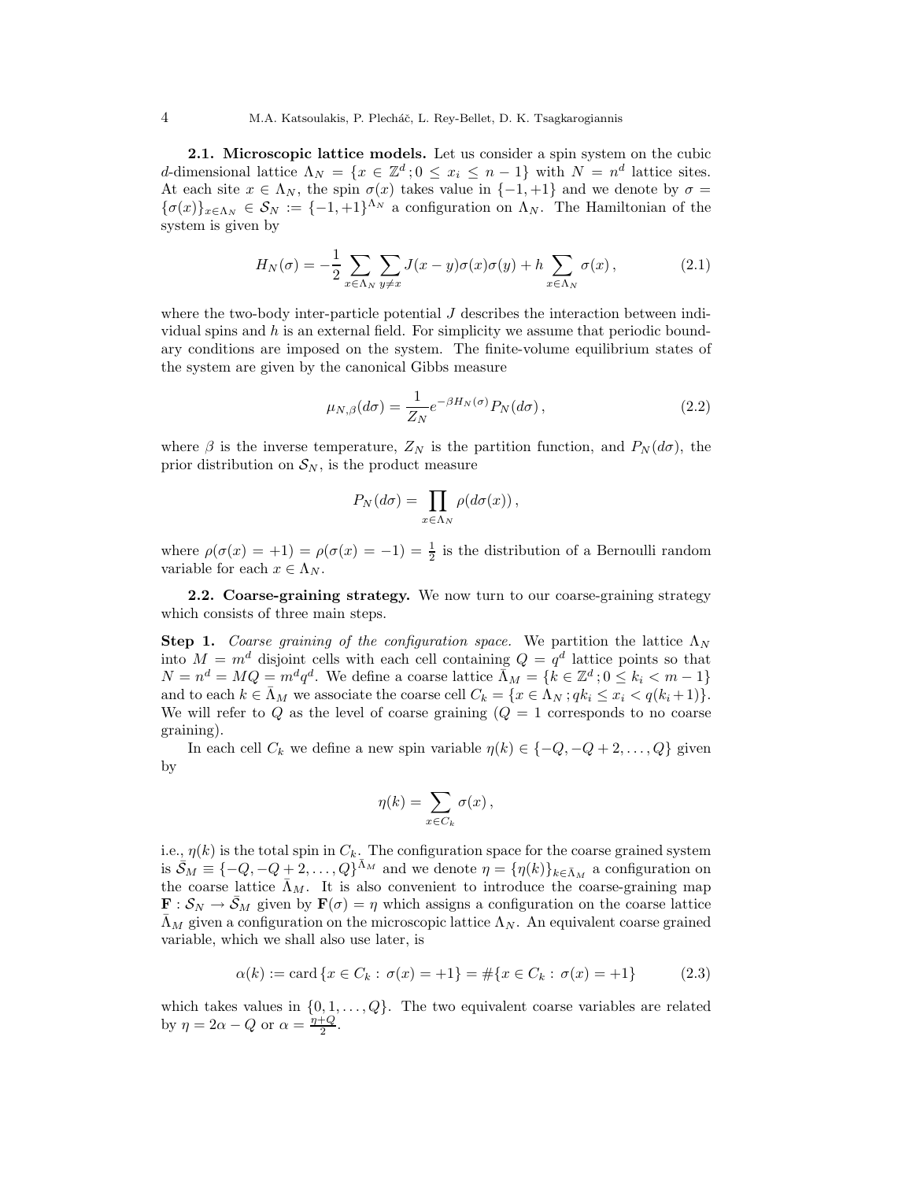**2.1. Microscopic lattice models.** Let us consider a spin system on the cubic $d$-dimensional lattice $\Lambda_N = \{x \in \mathbb{Z}^d ; 0 \leq x_i \leq n-1\}$ with $N = n^d$ lattice sites. At each site $x \in \Lambda_N$, the spin $\sigma(x)$ takes value in $\{-1, +1\}$ and we denote by $\sigma = \{\sigma(x)\}_{x \in \Lambda_N} \in \mathcal{S}_N := \{-1, +1\}^{\Lambda_N}$ a configuration on $\Lambda_N$. The Hamiltonian of the system is given by

$$H_N(\sigma) = -\frac{1}{2} \sum_{x \in \Lambda_N} \sum_{y \neq x} J(x-y)\sigma(x)\sigma(y) + h \sum_{x \in \Lambda_N} \sigma(x) \,, \tag{2.1}$$

where the two-body inter-particle potential $J$ describes the interaction between individual spins and $h$ is an external field. For simplicity we assume that periodic boundary conditions are imposed on the system. The finite-volume equilibrium states of the system are given by the canonical Gibbs measure

$$\mu_{N,\beta}(d\sigma) = \frac{1}{Z_N} e^{-\beta H_N(\sigma)} P_N(d\sigma) \,, \tag{2.2}$$

where $\beta$ is the inverse temperature, $Z_N$ is the partition function, and $P_N(d\sigma)$, the prior distribution on $\mathcal{S}_N$, is the product measure

$$P_N(d\sigma) = \prod_{x \in \Lambda_N} \rho(d\sigma(x)) \,,$$

where $\rho(\sigma(x) = +1) = \rho(\sigma(x) = -1) = \frac{1}{2}$ is the distribution of a Bernoulli random variable for each $x \in \Lambda_N$.

**2.2. Coarse-graining strategy.** We now turn to our coarse-graining strategy which consists of three main steps.

**Step 1.** *Coarse graining of the configuration space.* We partition the lattice $\Lambda_N$ into $M = m^d$ disjoint cells with each cell containing $Q = q^d$ lattice points so that $N = n^d = MQ = m^d q^d$. We define a coarse lattice $\bar{\Lambda}_M = \{k \in \mathbb{Z}^d ; 0 \leq k_i < m-1\}$ and to each $k \in \bar{\Lambda}_M$ we associate the coarse cell $C_k = \{x \in \Lambda_N ; qk_i \leq x_i < q(k_i+1)\}$. We will refer to $Q$ as the level of coarse graining ($Q = 1$ corresponds to no coarse graining).

In each cell $C_k$ we define a new spin variable $\eta(k) \in \{-Q, -Q+2, \ldots, Q\}$ given by

$$\eta(k) = \sum_{x \in C_k} \sigma(x) \,,$$

i.e., $\eta(k)$ is the total spin in $C_k$. The configuration space for the coarse grained system is $\bar{\mathcal{S}}_M \equiv \{-Q, -Q+2, \ldots, Q\}^{\bar{\Lambda}_M}$ and we denote $\eta = \{\eta(k)\}_{k \in \bar{\Lambda}_M}$ a configuration on the coarse lattice $\bar{\Lambda}_M$. It is also convenient to introduce the coarse-graining map $\mathbf{F} : \mathcal{S}_N \to \bar{\mathcal{S}}_M$ given by $\mathbf{F}(\sigma) = \eta$ which assigns a configuration on the coarse lattice $\bar{\Lambda}_M$ given a configuration on the microscopic lattice $\Lambda_N$. An equivalent coarse grained variable, which we shall also use later, is

$$\alpha(k) := \mathrm{card}\,\{x \in C_k : \sigma(x) = +1\} = \#\{x \in C_k : \sigma(x) = +1\} \tag{2.3}$$

which takes values in $\{0, 1, \ldots, Q\}$. The two equivalent coarse variables are related by $\eta = 2\alpha - Q$ or $\alpha = \frac{\eta + Q}{2}$.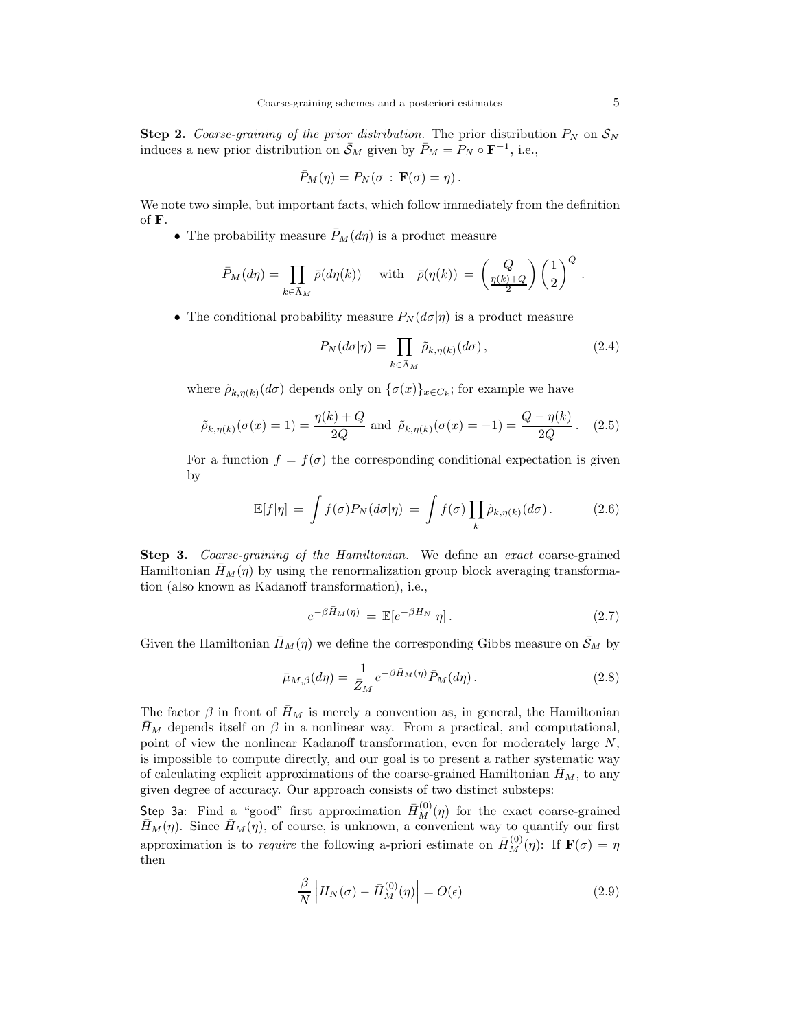**Step 2.** *Coarse-graining of the prior distribution.* The prior distribution $P_N$ on $\mathcal{S}_N$ induces a new prior distribution on $\bar{\mathcal{S}}_M$ given by $\bar{P}_M = P_N \circ \mathbf{F}^{-1}$, i.e.,

$$\bar{P}_M(\eta) = P_N(\sigma \,:\, \mathbf{F}(\sigma) = \eta)\,.$$

We note two simple, but important facts, which follow immediately from the definition of $\mathbf{F}$.

- The probability measure $\bar{P}_M(d\eta)$ is a product measure

$$\bar{P}_M(d\eta) = \prod_{k \in \bar{\Lambda}_M} \bar{\rho}(d\eta(k)) \quad \text{with} \quad \bar{\rho}(\eta(k)) \;=\; \binom{Q}{\frac{\eta(k)+Q}{2}} \left(\frac{1}{2}\right)^Q \,.$$

- The conditional probability measure $P_N(d\sigma|\eta)$ is a product measure

$$P_N(d\sigma|\eta) = \prod_{k \in \bar{\Lambda}_M} \tilde{\rho}_{k,\eta(k)}(d\sigma)\,, \tag{2.4}$$

  where $\tilde{\rho}_{k,\eta(k)}(d\sigma)$ depends only on $\{\sigma(x)\}_{x \in C_k}$; for example we have

$$\tilde{\rho}_{k,\eta(k)}(\sigma(x) = 1) = \frac{\eta(k) + Q}{2Q} \text{ and } \tilde{\rho}_{k,\eta(k)}(\sigma(x) = -1) = \frac{Q - \eta(k)}{2Q}\,. \tag{2.5}$$

  For a function $f = f(\sigma)$ the corresponding conditional expectation is given by

$$\mathbb{E}[f|\eta] \;=\; \int f(\sigma) P_N(d\sigma|\eta) \;=\; \int f(\sigma) \prod_k \tilde{\rho}_{k,\eta(k)}(d\sigma)\,. \tag{2.6}$$

**Step 3.** *Coarse-graining of the Hamiltonian.* We define an *exact* coarse-grained Hamiltonian $\bar{H}_M(\eta)$ by using the renormalization group block averaging transformation (also known as Kadanoff transformation), i.e.,

$$e^{-\beta \bar{H}_M(\eta)} \;=\; \mathbb{E}[e^{-\beta H_N}|\eta]\,. \tag{2.7}$$

Given the Hamiltonian $\bar{H}_M(\eta)$ we define the corresponding Gibbs measure on $\bar{\mathcal{S}}_M$ by

$$\bar{\mu}_{M,\beta}(d\eta) = \frac{1}{\bar{Z}_M} e^{-\beta \bar{H}_M(\eta)} \bar{P}_M(d\eta)\,. \tag{2.8}$$

The factor $\beta$ in front of $\bar{H}_M$ is merely a convention as, in general, the Hamiltonian $\bar{H}_M$ depends itself on $\beta$ in a nonlinear way. From a practical, and computational, point of view the nonlinear Kadanoff transformation, even for moderately large $N$, is impossible to compute directly, and our goal is to present a rather systematic way of calculating explicit approximations of the coarse-grained Hamiltonian $\bar{H}_M$, to any given degree of accuracy. Our approach consists of two distinct substeps:

Step 3a: Find a "good" first approximation $\bar{H}_M^{(0)}(\eta)$ for the exact coarse-grained $\bar{H}_M(\eta)$. Since $\bar{H}_M(\eta)$, of course, is unknown, a convenient way to quantify our first approximation is to *require* the following a-priori estimate on $\bar{H}_M^{(0)}(\eta)$: If $\mathbf{F}(\sigma) = \eta$ then

$$\frac{\beta}{N} \left| H_N(\sigma) - \bar{H}_M^{(0)}(\eta) \right| = O(\epsilon) \tag{2.9}$$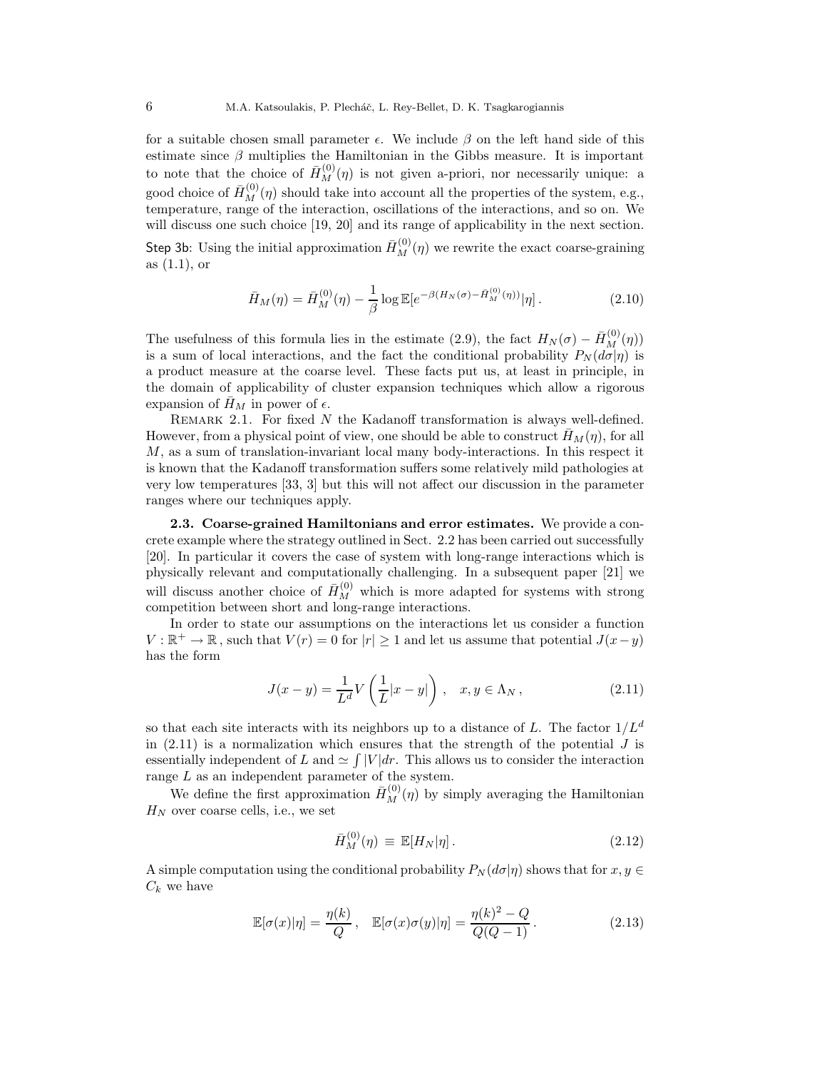for a suitable chosen small parameter $\epsilon$. We include $\beta$ on the left hand side of this estimate since $\beta$ multiplies the Hamiltonian in the Gibbs measure. It is important to note that the choice of $\bar{H}_M^{(0)}(\eta)$ is not given a-priori, nor necessarily unique: a good choice of $\bar{H}_M^{(0)}(\eta)$ should take into account all the properties of the system, e.g., temperature, range of the interaction, oscillations of the interactions, and so on. We will discuss one such choice [19, 20] and its range of applicability in the next section.

Step 3b: Using the initial approximation $\bar{H}_M^{(0)}(\eta)$ we rewrite the exact coarse-graining as (1.1), or

$$\bar{H}_M(\eta) = \bar{H}_M^{(0)}(\eta) - \frac{1}{\beta} \log \mathbb{E}[e^{-\beta(H_N(\sigma) - \bar{H}_M^{(0)}(\eta))}|\eta] \,. \tag{2.10}$$

The usefulness of this formula lies in the estimate (2.9), the fact $H_N(\sigma) - \bar{H}_M^{(0)}(\eta))$ is a sum of local interactions, and the fact the conditional probability $P_N(d\sigma|\eta)$ is a product measure at the coarse level. These facts put us, at least in principle, in the domain of applicability of cluster expansion techniques which allow a rigorous expansion of $\bar{H}_M$ in power of $\epsilon$.

Remark 2.1. For fixed $N$ the Kadanoff transformation is always well-defined. However, from a physical point of view, one should be able to construct $\bar{H}_M(\eta)$, for all $M$, as a sum of translation-invariant local many body-interactions. In this respect it is known that the Kadanoff transformation suffers some relatively mild pathologies at very low temperatures [33, 3] but this will not affect our discussion in the parameter ranges where our techniques apply.

**2.3. Coarse-grained Hamiltonians and error estimates.** We provide a concrete example where the strategy outlined in Sect. 2.2 has been carried out successfully [20]. In particular it covers the case of system with long-range interactions which is physically relevant and computationally challenging. In a subsequent paper [21] we will discuss another choice of $\bar{H}_M^{(0)}$ which is more adapted for systems with strong competition between short and long-range interactions.

In order to state our assumptions on the interactions let us consider a function $V : \mathbb{R}^+ \to \mathbb{R}$, such that $V(r) = 0$ for $|r| \geq 1$ and let us assume that potential $J(x-y)$ has the form

$$J(x-y) = \frac{1}{L^d} V\left(\frac{1}{L}|x-y|\right) , \quad x, y \in \Lambda_N \,, \tag{2.11}$$

so that each site interacts with its neighbors up to a distance of $L$. The factor $1/L^d$ in (2.11) is a normalization which ensures that the strength of the potential $J$ is essentially independent of $L$ and $\simeq \int |V| dr$. This allows us to consider the interaction range $L$ as an independent parameter of the system.

We define the first approximation $\bar{H}_M^{(0)}(\eta)$ by simply averaging the Hamiltonian $H_N$ over coarse cells, i.e., we set

$$\bar{H}_M^{(0)}(\eta) \equiv \mathbb{E}[H_N|\eta] \,. \tag{2.12}$$

A simple computation using the conditional probability $P_N(d\sigma|\eta)$ shows that for $x, y \in C_k$ we have

$$\mathbb{E}[\sigma(x)|\eta] = \frac{\eta(k)}{Q} \,, \quad \mathbb{E}[\sigma(x)\sigma(y)|\eta] = \frac{\eta(k)^2 - Q}{Q(Q-1)} \,. \tag{2.13}$$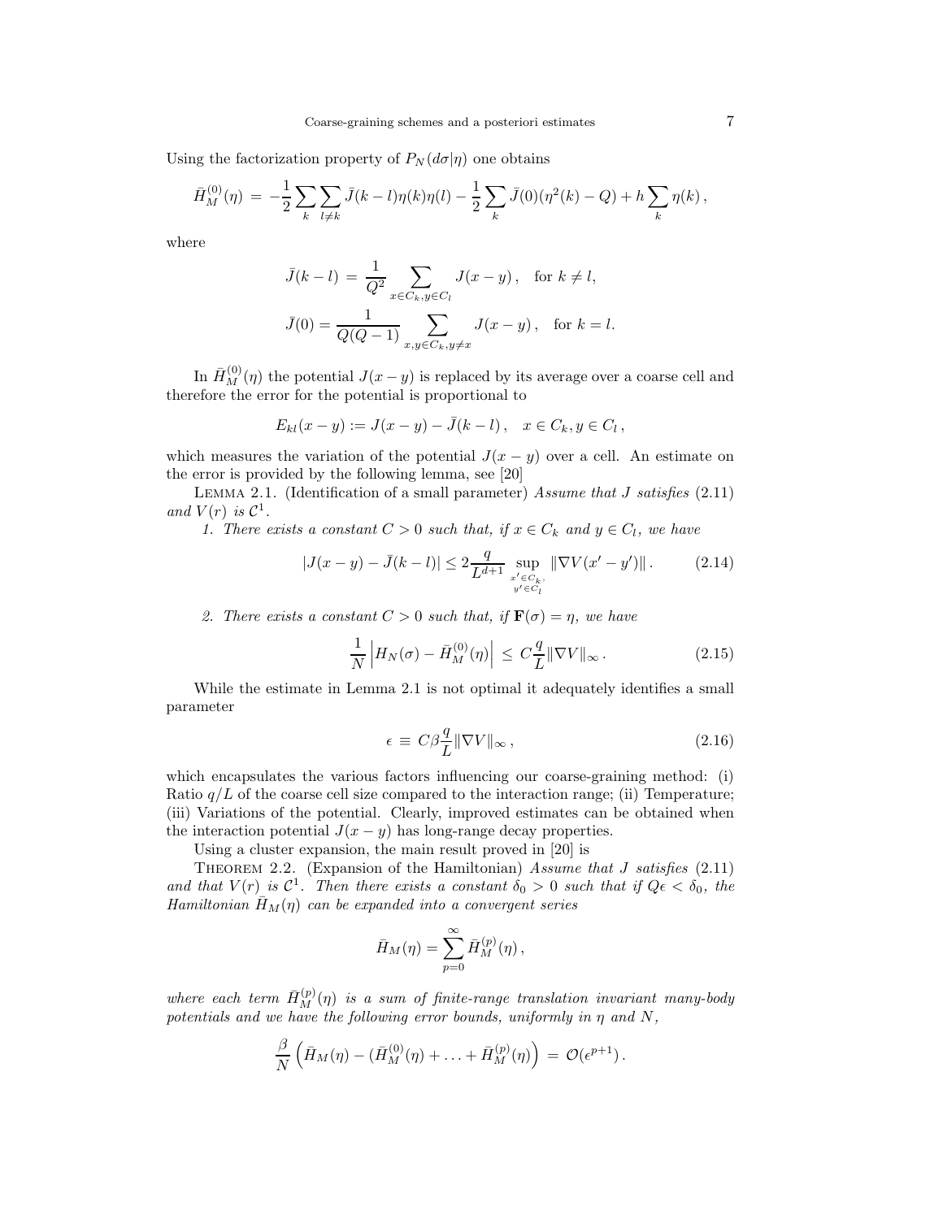Using the factorization property of $P_N(d\sigma|\eta)$ one obtains

$$\bar{H}_M^{(0)}(\eta) \;=\; -\frac{1}{2}\sum_k \sum_{l\neq k} \bar{J}(k-l)\eta(k)\eta(l) - \frac{1}{2}\sum_k \bar{J}(0)(\eta^2(k)-Q) + h\sum_k \eta(k)\,,$$

where

$$\bar{J}(k-l) \;=\; \frac{1}{Q^2}\sum_{x\in C_k, y\in C_l} J(x-y)\,, \quad \text{for } k\neq l,$$

$$\bar{J}(0) = \frac{1}{Q(Q-1)}\sum_{x,y\in C_k, y\neq x} J(x-y)\,, \quad \text{for } k=l.$$

In $\bar{H}_M^{(0)}(\eta)$ the potential $J(x-y)$ is replaced by its average over a coarse cell and therefore the error for the potential is proportional to

$$E_{kl}(x-y) := J(x-y) - \bar{J}(k-l)\,, \quad x\in C_k, y\in C_l\,,$$

which measures the variation of the potential $J(x-y)$ over a cell. An estimate on the error is provided by the following lemma, see [20]

Lemma 2.1. (Identification of a small parameter) *Assume that $J$ satisfies (2.11) and $V(r)$ is $\mathcal{C}^1$.*

*1. There exists a constant $C>0$ such that, if $x\in C_k$ and $y\in C_l$, we have*

$$|J(x-y) - \bar{J}(k-l)| \leq 2\frac{q}{L^{d+1}} \sup_{\substack{x'\in C_k,\\ y'\in C_l}} \|\nabla V(x'-y')\|\,. \tag{2.14}$$

*2. There exists a constant $C>0$ such that, if $\mathbf{F}(\sigma)=\eta$, we have*

$$\frac{1}{N}\left|H_N(\sigma) - \bar{H}_M^{(0)}(\eta)\right| \;\leq\; C\frac{q}{L}\|\nabla V\|_\infty\,. \tag{2.15}$$

While the estimate in Lemma 2.1 is not optimal it adequately identifies a small parameter

$$\epsilon \;\equiv\; C\beta\frac{q}{L}\|\nabla V\|_\infty\,, \tag{2.16}$$

which encapsulates the various factors influencing our coarse-graining method: (i) Ratio $q/L$ of the coarse cell size compared to the interaction range; (ii) Temperature; (iii) Variations of the potential. Clearly, improved estimates can be obtained when the interaction potential $J(x-y)$ has long-range decay properties.

Using a cluster expansion, the main result proved in [20] is

Theorem 2.2. (Expansion of the Hamiltonian) *Assume that $J$ satisfies (2.11) and that $V(r)$ is $\mathcal{C}^1$. Then there exists a constant $\delta_0>0$ such that if $Q\epsilon<\delta_0$, the Hamiltonian $\bar{H}_M(\eta)$ can be expanded into a convergent series*

$$\bar{H}_M(\eta) = \sum_{p=0}^{\infty} \bar{H}_M^{(p)}(\eta)\,,$$

*where each term $\bar{H}_M^{(p)}(\eta)$ is a sum of finite-range translation invariant many-body potentials and we have the following error bounds, uniformly in $\eta$ and $N$,*

$$\frac{\beta}{N}\left(\bar{H}_M(\eta) - (\bar{H}_M^{(0)}(\eta)+\ldots+\bar{H}_M^{(p)}(\eta)\right) \;=\; \mathcal{O}(\epsilon^{p+1})\,.$$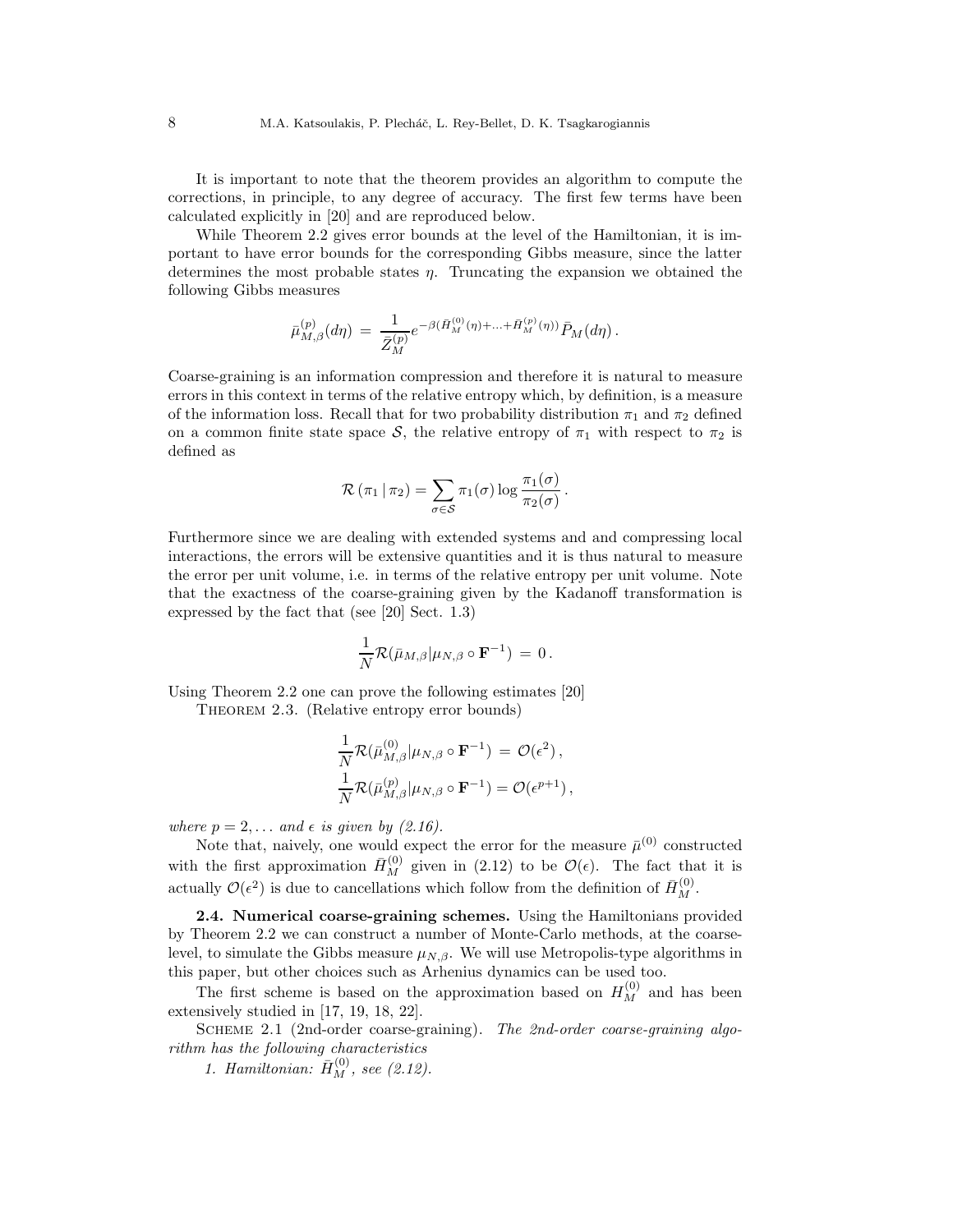It is important to note that the theorem provides an algorithm to compute the corrections, in principle, to any degree of accuracy. The first few terms have been calculated explicitly in [20] and are reproduced below.

While Theorem 2.2 gives error bounds at the level of the Hamiltonian, it is important to have error bounds for the corresponding Gibbs measure, since the latter determines the most probable states $\eta$. Truncating the expansion we obtained the following Gibbs measures

$$\bar{\mu}^{(p)}_{M,\beta}(d\eta) \,=\, \frac{1}{\bar{Z}^{(p)}_M} e^{-\beta(\bar{H}^{(0)}_M(\eta)+\ldots+\bar{H}^{(p)}_M(\eta))}\bar{P}_M(d\eta)\,.$$

Coarse-graining is an information compression and therefore it is natural to measure errors in this context in terms of the relative entropy which, by definition, is a measure of the information loss. Recall that for two probability distribution $\pi_1$ and $\pi_2$ defined on a common finite state space $\mathcal{S}$, the relative entropy of $\pi_1$ with respect to $\pi_2$ is defined as

$$\mathcal{R}\left(\pi_1 \,|\, \pi_2\right) = \sum_{\sigma \in \mathcal{S}} \pi_1(\sigma) \log \frac{\pi_1(\sigma)}{\pi_2(\sigma)}\,.$$

Furthermore since we are dealing with extended systems and and compressing local interactions, the errors will be extensive quantities and it is thus natural to measure the error per unit volume, i.e. in terms of the relative entropy per unit volume. Note that the exactness of the coarse-graining given by the Kadanoff transformation is expressed by the fact that (see [20] Sect. 1.3)

$$\frac{1}{N}\mathcal{R}(\bar{\mu}_{M,\beta}|\mu_{N,\beta}\circ\mathbf{F}^{-1}) \,=\, 0\,.$$

Using Theorem 2.2 one can prove the following estimates [20]

Theorem 2.3. (Relative entropy error bounds)

$$\frac{1}{N}\mathcal{R}(\bar{\mu}^{(0)}_{M,\beta}|\mu_{N,\beta}\circ\mathbf{F}^{-1}) \,=\, \mathcal{O}(\epsilon^2)\,,$$
$$\frac{1}{N}\mathcal{R}(\bar{\mu}^{(p)}_{M,\beta}|\mu_{N,\beta}\circ\mathbf{F}^{-1}) = \mathcal{O}(\epsilon^{p+1})\,,$$

*where $p = 2, \ldots$ and $\epsilon$ is given by (2.16).*

Note that, naively, one would expect the error for the measure $\bar{\mu}^{(0)}$ constructed with the first approximation $\bar{H}^{(0)}_M$ given in (2.12) to be $\mathcal{O}(\epsilon)$. The fact that it is actually $\mathcal{O}(\epsilon^2)$ is due to cancellations which follow from the definition of $\bar{H}^{(0)}_M$.

**2.4. Numerical coarse-graining schemes.** Using the Hamiltonians provided by Theorem 2.2 we can construct a number of Monte-Carlo methods, at the coarse-level, to simulate the Gibbs measure $\mu_{N,\beta}$. We will use Metropolis-type algorithms in this paper, but other choices such as Arhenius dynamics can be used too.

The first scheme is based on the approximation based on $H^{(0)}_M$ and has been extensively studied in [17, 19, 18, 22].

Scheme 2.1 (2nd-order coarse-graining). *The 2nd-order coarse-graining algorithm has the following characteristics*

1. *Hamiltonian: $\bar{H}^{(0)}_M$, see (2.12).*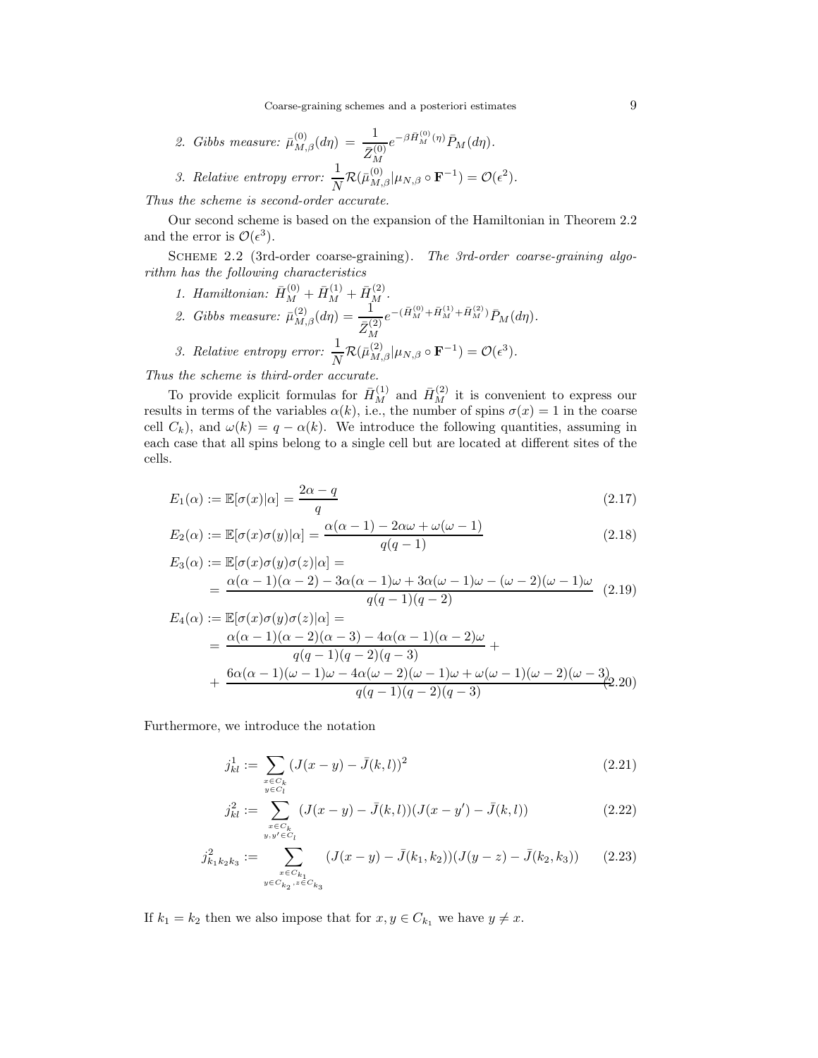2. *Gibbs measure:* $\bar{\mu}^{(0)}_{M,\beta}(d\eta) = \dfrac{1}{\bar{Z}^{(0)}_M} e^{-\beta \bar{H}^{(0)}_M(\eta)} \bar{P}_M(d\eta)$.
3. *Relative entropy error:* $\dfrac{1}{N}\mathcal{R}(\bar{\mu}^{(0)}_{M,\beta}|\mu_{N,\beta}\circ \mathbf{F}^{-1}) = \mathcal{O}(\epsilon^2)$.

*Thus the scheme is second-order accurate.*

Our second scheme is based on the expansion of the Hamiltonian in Theorem 2.2 and the error is $\mathcal{O}(\epsilon^3)$.

Scheme 2.2 (3rd-order coarse-graining). *The 3rd-order coarse-graining algorithm has the following characteristics*

1. *Hamiltonian:* $\bar{H}^{(0)}_M + \bar{H}^{(1)}_M + \bar{H}^{(2)}_M$.
2. *Gibbs measure:* $\bar{\mu}^{(2)}_{M,\beta}(d\eta) = \dfrac{1}{\bar{Z}^{(2)}_M} e^{-(\bar{H}^{(0)}_M + \bar{H}^{(1)}_M + \bar{H}^{(2)}_M)} \bar{P}_M(d\eta)$.
3. *Relative entropy error:* $\dfrac{1}{N}\mathcal{R}(\bar{\mu}^{(2)}_{M,\beta}|\mu_{N,\beta}\circ \mathbf{F}^{-1}) = \mathcal{O}(\epsilon^3)$.

*Thus the scheme is third-order accurate.*

To provide explicit formulas for $\bar{H}^{(1)}_M$ and $\bar{H}^{(2)}_M$ it is convenient to express our results in terms of the variables $\alpha(k)$, i.e., the number of spins $\sigma(x) = 1$ in the coarse cell $C_k$), and $\omega(k) = q - \alpha(k)$. We introduce the following quantities, assuming in each case that all spins belong to a single cell but are located at different sites of the cells.

$$E_1(\alpha) := \mathbb{E}[\sigma(x)|\alpha] = \frac{2\alpha - q}{q} \tag{2.17}$$

$$E_2(\alpha) := \mathbb{E}[\sigma(x)\sigma(y)|\alpha] = \frac{\alpha(\alpha-1) - 2\alpha\omega + \omega(\omega-1)}{q(q-1)} \tag{2.18}$$

$$\begin{aligned} E_3(\alpha) &:= \mathbb{E}[\sigma(x)\sigma(y)\sigma(z)|\alpha] = \\ &= \frac{\alpha(\alpha-1)(\alpha-2) - 3\alpha(\alpha-1)\omega + 3\alpha(\omega-1)\omega - (\omega-2)(\omega-1)\omega}{q(q-1)(q-2)} \end{aligned} \tag{2.19}$$

$$\begin{aligned} E_4(\alpha) &:= \mathbb{E}[\sigma(x)\sigma(y)\sigma(z)|\alpha] = \\ &= \frac{\alpha(\alpha-1)(\alpha-2)(\alpha-3) - 4\alpha(\alpha-1)(\alpha-2)\omega}{q(q-1)(q-2)(q-3)} + \\ &+ \frac{6\alpha(\alpha-1)(\omega-1)\omega - 4\alpha(\omega-2)(\omega-1)\omega + \omega(\omega-1)(\omega-2)(\omega-3)}{q(q-1)(q-2)(q-3)} \end{aligned} \tag{2.20}$$

Furthermore, we introduce the notation

$$j^1_{kl} := \sum_{\substack{x\in C_k \\ y\in C_l}} (J(x-y) - \bar{J}(k,l))^2 \tag{2.21}$$

$$j^2_{kl} := \sum_{\substack{x\in C_k \\ y,y'\in C_l}} (J(x-y) - \bar{J}(k,l))(J(x-y') - \bar{J}(k,l)) \tag{2.22}$$

$$j^2_{k_1k_2k_3} := \sum_{\substack{x\in C_{k_1} \\ y\in C_{k_2}, z\in C_{k_3}}} (J(x-y) - \bar{J}(k_1,k_2))(J(y-z) - \bar{J}(k_2,k_3)) \tag{2.23}$$

If $k_1 = k_2$ then we also impose that for $x, y \in C_{k_1}$ we have $y \neq x$.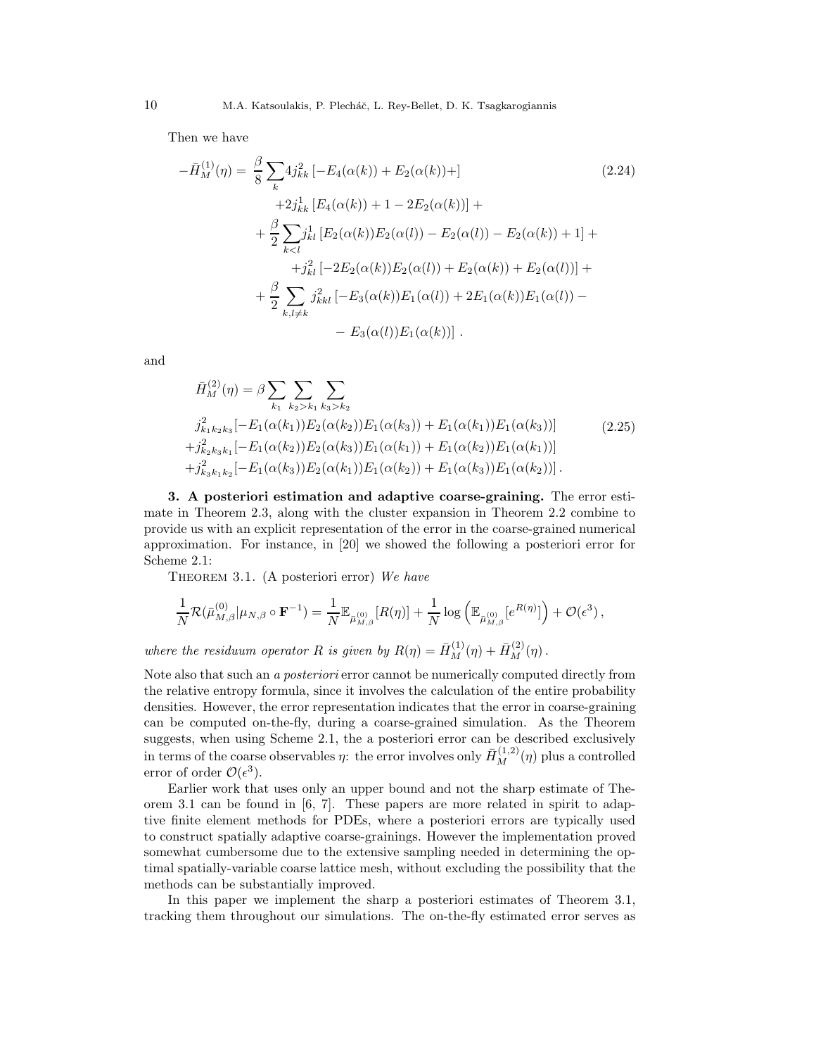Then we have

$$
\begin{aligned}
-\bar{H}_M^{(1)}(\eta) = \; & \frac{\beta}{8}\sum_k 4 j_{kk}^2 \left[-E_4(\alpha(k)) + E_2(\alpha(k)) +\right] \\
& \quad + 2 j_{kk}^1 \left[E_4(\alpha(k)) + 1 - 2E_2(\alpha(k))\right] + \\
& + \frac{\beta}{2}\sum_{k<l} j_{kl}^1 \left[E_2(\alpha(k))E_2(\alpha(l)) - E_2(\alpha(l)) - E_2(\alpha(k)) + 1\right] + \\
& \quad + j_{kl}^2 \left[-2E_2(\alpha(k))E_2(\alpha(l)) + E_2(\alpha(k)) + E_2(\alpha(l))\right] + \\
& + \frac{\beta}{2}\sum_{k,l\neq k} j_{kkl}^2 \left[-E_3(\alpha(k))E_1(\alpha(l)) + 2E_1(\alpha(k))E_1(\alpha(l)) - \right. \\
& \quad \left. - E_3(\alpha(l))E_1(\alpha(k))\right] .
\end{aligned}
\tag{2.24}
$$

and

$$
\begin{aligned}
\bar{H}_M^{(2)}(\eta) = \beta & \sum_{k_1}\sum_{k_2>k_1}\sum_{k_3>k_2} \\
& j_{k_1k_2k_3}^2 [-E_1(\alpha(k_1))E_2(\alpha(k_2))E_1(\alpha(k_3)) + E_1(\alpha(k_1))E_1(\alpha(k_3))] \\
& + j_{k_2k_3k_1}^2 [-E_1(\alpha(k_2))E_2(\alpha(k_3))E_1(\alpha(k_1)) + E_1(\alpha(k_2))E_1(\alpha(k_1))] \\
& + j_{k_3k_1k_2}^2 [-E_1(\alpha(k_3))E_2(\alpha(k_1))E_1(\alpha(k_2)) + E_1(\alpha(k_3))E_1(\alpha(k_2))] .
\end{aligned}
\tag{2.25}
$$

**3. A posteriori estimation and adaptive coarse-graining.** The error estimate in Theorem 2.3, along with the cluster expansion in Theorem 2.2 combine to provide us with an explicit representation of the error in the coarse-grained numerical approximation. For instance, in [20] we showed the following a posteriori error for Scheme 2.1:

THEOREM 3.1. (A posteriori error) *We have*

$$
\frac{1}{N}\mathcal{R}(\bar{\mu}_{M,\beta}^{(0)}|\mu_{N,\beta}\circ\mathbf{F}^{-1}) = \frac{1}{N}\mathbb{E}_{\bar{\mu}_{M,\beta}^{(0)}}[R(\eta)] + \frac{1}{N}\log\left(\mathbb{E}_{\bar{\mu}_{M,\beta}^{(0)}}[e^{R(\eta)}]\right) + \mathcal{O}(\epsilon^3)\,,
$$

*where the residuum operator $R$ is given by $R(\eta) = \bar{H}_M^{(1)}(\eta) + \bar{H}_M^{(2)}(\eta)$.*

Note also that such an *a posteriori* error cannot be numerically computed directly from the relative entropy formula, since it involves the calculation of the entire probability densities. However, the error representation indicates that the error in coarse-graining can be computed on-the-fly, during a coarse-grained simulation. As the Theorem suggests, when using Scheme 2.1, the a posteriori error can be described exclusively in terms of the coarse observables $\eta$: the error involves only $\bar{H}_M^{(1,2)}(\eta)$ plus a controlled error of order $\mathcal{O}(\epsilon^3)$.

Earlier work that uses only an upper bound and not the sharp estimate of Theorem 3.1 can be found in [6, 7]. These papers are more related in spirit to adaptive finite element methods for PDEs, where a posteriori errors are typically used to construct spatially adaptive coarse-grainings. However the implementation proved somewhat cumbersome due to the extensive sampling needed in determining the optimal spatially-variable coarse lattice mesh, without excluding the possibility that the methods can be substantially improved.

In this paper we implement the sharp a posteriori estimates of Theorem 3.1, tracking them throughout our simulations. The on-the-fly estimated error serves as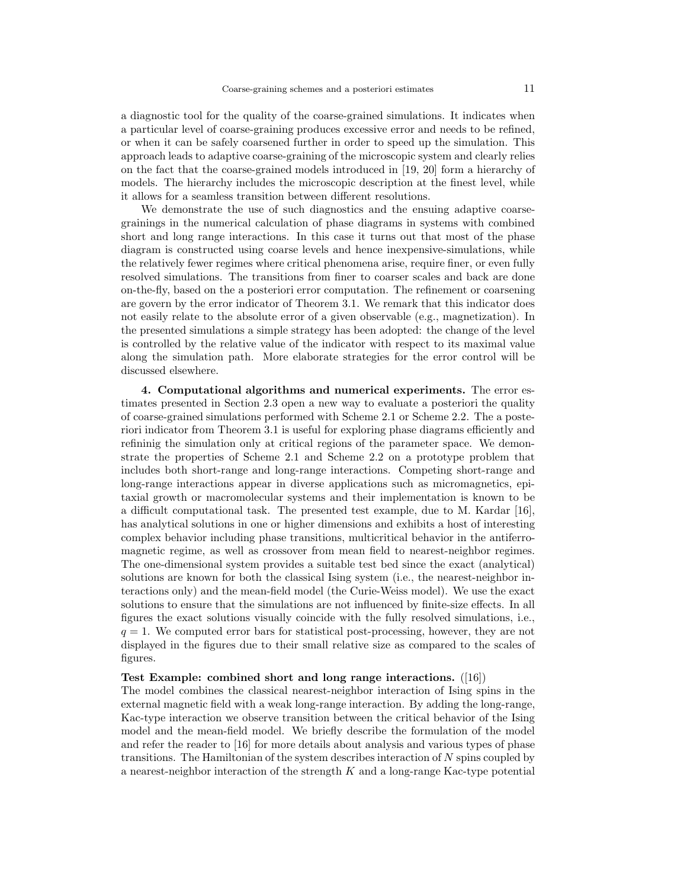a diagnostic tool for the quality of the coarse-grained simulations. It indicates when a particular level of coarse-graining produces excessive error and needs to be refined, or when it can be safely coarsened further in order to speed up the simulation. This approach leads to adaptive coarse-graining of the microscopic system and clearly relies on the fact that the coarse-grained models introduced in [19, 20] form a hierarchy of models. The hierarchy includes the microscopic description at the finest level, while it allows for a seamless transition between different resolutions.

We demonstrate the use of such diagnostics and the ensuing adaptive coarse-grainings in the numerical calculation of phase diagrams in systems with combined short and long range interactions. In this case it turns out that most of the phase diagram is constructed using coarse levels and hence inexpensive-simulations, while the relatively fewer regimes where critical phenomena arise, require finer, or even fully resolved simulations. The transitions from finer to coarser scales and back are done on-the-fly, based on the a posteriori error computation. The refinement or coarsening are govern by the error indicator of Theorem 3.1. We remark that this indicator does not easily relate to the absolute error of a given observable (e.g., magnetization). In the presented simulations a simple strategy has been adopted: the change of the level is controlled by the relative value of the indicator with respect to its maximal value along the simulation path. More elaborate strategies for the error control will be discussed elsewhere.

**4. Computational algorithms and numerical experiments.** The error estimates presented in Section 2.3 open a new way to evaluate a posteriori the quality of coarse-grained simulations performed with Scheme 2.1 or Scheme 2.2. The a posteriori indicator from Theorem 3.1 is useful for exploring phase diagrams efficiently and refininig the simulation only at critical regions of the parameter space. We demonstrate the properties of Scheme 2.1 and Scheme 2.2 on a prototype problem that includes both short-range and long-range interactions. Competing short-range and long-range interactions appear in diverse applications such as micromagnetics, epitaxial growth or macromolecular systems and their implementation is known to be a difficult computational task. The presented test example, due to M. Kardar [16], has analytical solutions in one or higher dimensions and exhibits a host of interesting complex behavior including phase transitions, multicritical behavior in the antiferromagnetic regime, as well as crossover from mean field to nearest-neighbor regimes. The one-dimensional system provides a suitable test bed since the exact (analytical) solutions are known for both the classical Ising system (i.e., the nearest-neighbor interactions only) and the mean-field model (the Curie-Weiss model). We use the exact solutions to ensure that the simulations are not influenced by finite-size effects. In all figures the exact solutions visually coincide with the fully resolved simulations, i.e., $q = 1$. We computed error bars for statistical post-processing, however, they are not displayed in the figures due to their small relative size as compared to the scales of figures.

**Test Example: combined short and long range interactions.** ([16])
The model combines the classical nearest-neighbor interaction of Ising spins in the external magnetic field with a weak long-range interaction. By adding the long-range, Kac-type interaction we observe transition between the critical behavior of the Ising model and the mean-field model. We briefly describe the formulation of the model and refer the reader to [16] for more details about analysis and various types of phase transitions. The Hamiltonian of the system describes interaction of $N$ spins coupled by a nearest-neighbor interaction of the strength $K$ and a long-range Kac-type potential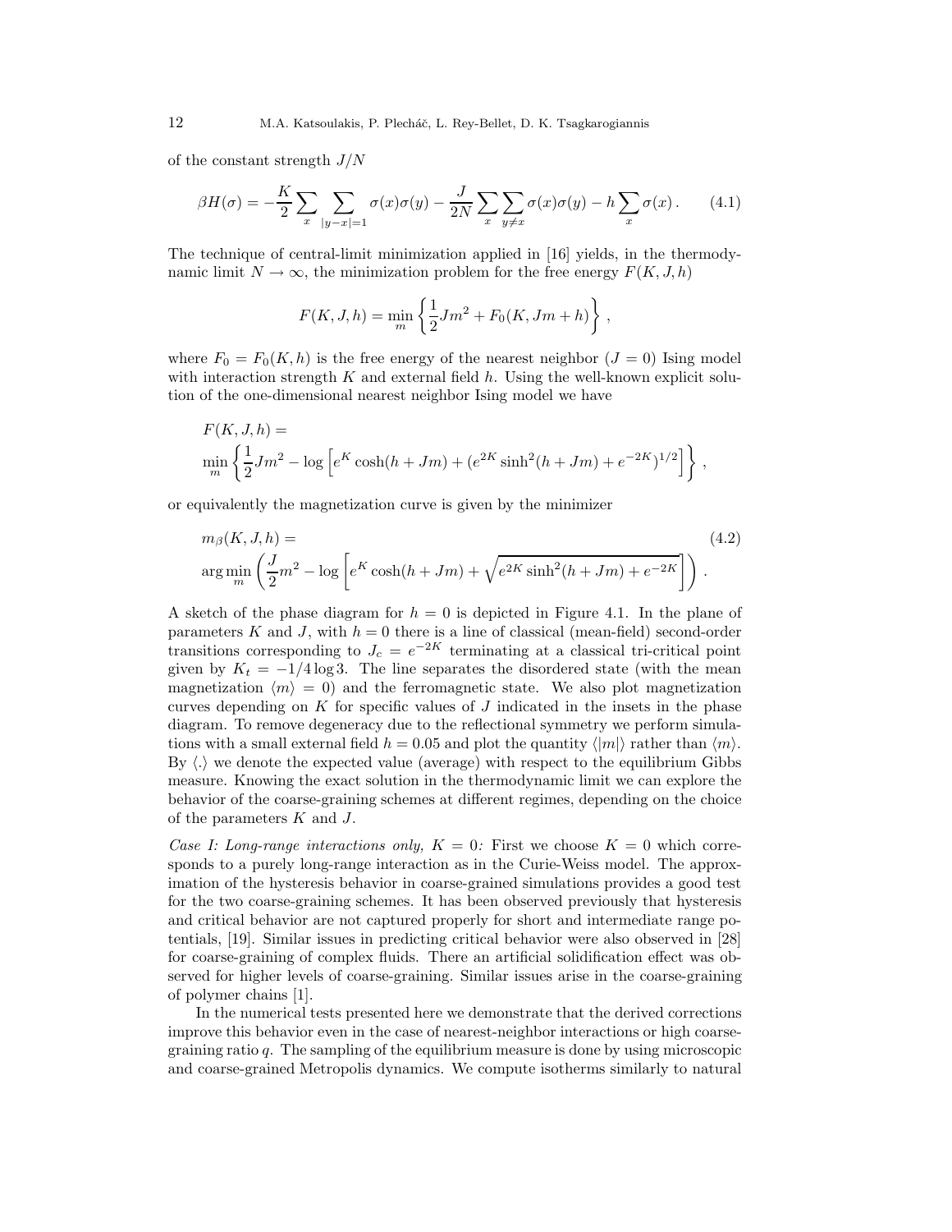of the constant strength $J/N$

$$
\beta H(\sigma) = -\frac{K}{2}\sum_x \sum_{|y-x|=1} \sigma(x)\sigma(y) - \frac{J}{2N}\sum_x \sum_{y\neq x} \sigma(x)\sigma(y) - h\sum_x \sigma(x)\,. \tag{4.1}
$$

The technique of central-limit minimization applied in [16] yields, in the thermodynamic limit $N \to \infty$, the minimization problem for the free energy $F(K, J, h)$

$$
F(K, J, h) = \min_m \left\{ \frac{1}{2} J m^2 + F_0(K, Jm + h) \right\},
$$

where $F_0 = F_0(K, h)$ is the free energy of the nearest neighbor ($J = 0$) Ising model with interaction strength $K$ and external field $h$. Using the well-known explicit solution of the one-dimensional nearest neighbor Ising model we have

$$
F(K, J, h) = \min_m \left\{ \frac{1}{2} J m^2 - \log\left[ e^K \cosh(h + Jm) + (e^{2K}\sinh^2(h + Jm) + e^{-2K})^{1/2} \right] \right\},
$$

or equivalently the magnetization curve is given by the minimizer

$$
m_\beta(K, J, h) = \arg\min_m \left( \frac{J}{2} m^2 - \log\left[ e^K \cosh(h + Jm) + \sqrt{e^{2K}\sinh^2(h + Jm) + e^{-2K}} \right] \right). \tag{4.2}
$$

A sketch of the phase diagram for $h = 0$ is depicted in Figure 4.1. In the plane of parameters $K$ and $J$, with $h = 0$ there is a line of classical (mean-field) second-order transitions corresponding to $J_c = e^{-2K}$ terminating at a classical tri-critical point given by $K_t = -1/4 \log 3$. The line separates the disordered state (with the mean magnetization $\langle m \rangle = 0$) and the ferromagnetic state. We also plot magnetization curves depending on $K$ for specific values of $J$ indicated in the insets in the phase diagram. To remove degeneracy due to the reflectional symmetry we perform simulations with a small external field $h = 0.05$ and plot the quantity $\langle |m| \rangle$ rather than $\langle m \rangle$. By $\langle . \rangle$ we denote the expected value (average) with respect to the equilibrium Gibbs measure. Knowing the exact solution in the thermodynamic limit we can explore the behavior of the coarse-graining schemes at different regimes, depending on the choice of the parameters $K$ and $J$.

*Case I: Long-range interactions only, $K = 0$:* First we choose $K = 0$ which corresponds to a purely long-range interaction as in the Curie-Weiss model. The approximation of the hysteresis behavior in coarse-grained simulations provides a good test for the two coarse-graining schemes. It has been observed previously that hysteresis and critical behavior are not captured properly for short and intermediate range potentials, [19]. Similar issues in predicting critical behavior were also observed in [28] for coarse-graining of complex fluids. There an artificial solidification effect was observed for higher levels of coarse-graining. Similar issues arise in the coarse-graining of polymer chains [1].

In the numerical tests presented here we demonstrate that the derived corrections improve this behavior even in the case of nearest-neighbor interactions or high coarse-graining ratio $q$. The sampling of the equilibrium measure is done by using microscopic and coarse-grained Metropolis dynamics. We compute isotherms similarly to natural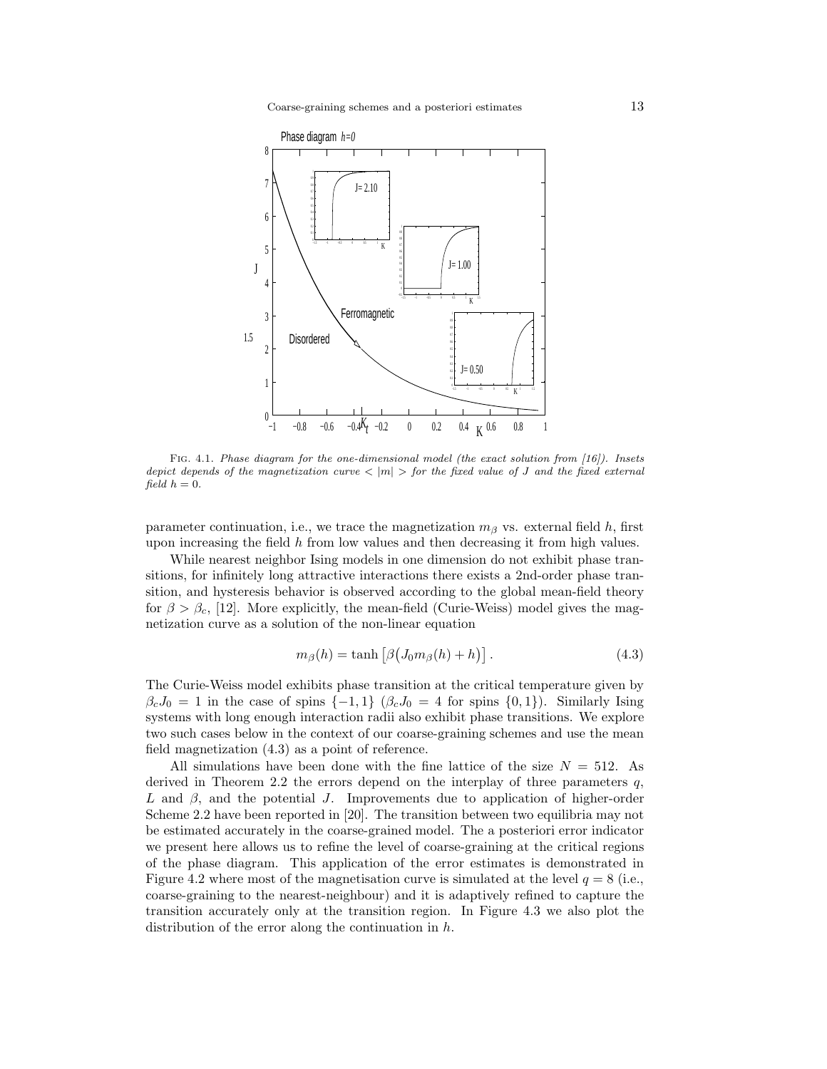Fig. 4.1. *Phase diagram for the one-dimensional model (the exact solution from [16]). Insets depict depends of the magnetization curve $< |m| >$ for the fixed value of $J$ and the fixed external field $h = 0$.*

parameter continuation, i.e., we trace the magnetization $m_\beta$ vs. external field $h$, first upon increasing the field $h$ from low values and then decreasing it from high values.

While nearest neighbor Ising models in one dimension do not exhibit phase transitions, for infinitely long attractive interactions there exists a 2nd-order phase transition, and hysteresis behavior is observed according to the global mean-field theory for $\beta > \beta_c$, [12]. More explicitly, the mean-field (Curie-Weiss) model gives the magnetization curve as a solution of the non-linear equation

$$m_\beta(h) = \tanh\left[\beta\big(J_0 m_\beta(h) + h\big)\right]. \tag{4.3}$$

The Curie-Weiss model exhibits phase transition at the critical temperature given by $\beta_c J_0 = 1$ in the case of spins $\{-1, 1\}$ ($\beta_c J_0 = 4$ for spins $\{0, 1\}$). Similarly Ising systems with long enough interaction radii also exhibit phase transitions. We explore two such cases below in the context of our coarse-graining schemes and use the mean field magnetization (4.3) as a point of reference.

All simulations have been done with the fine lattice of the size $N = 512$. As derived in Theorem 2.2 the errors depend on the interplay of three parameters $q$, $L$ and $\beta$, and the potential $J$. Improvements due to application of higher-order Scheme 2.2 have been reported in [20]. The transition between two equilibria may not be estimated accurately in the coarse-grained model. The a posteriori error indicator we present here allows us to refine the level of coarse-graining at the critical regions of the phase diagram. This application of the error estimates is demonstrated in Figure 4.2 where most of the magnetisation curve is simulated at the level $q = 8$ (i.e., coarse-graining to the nearest-neighbour) and it is adaptively refined to capture the transition accurately only at the transition region. In Figure 4.3 we also plot the distribution of the error along the continuation in $h$.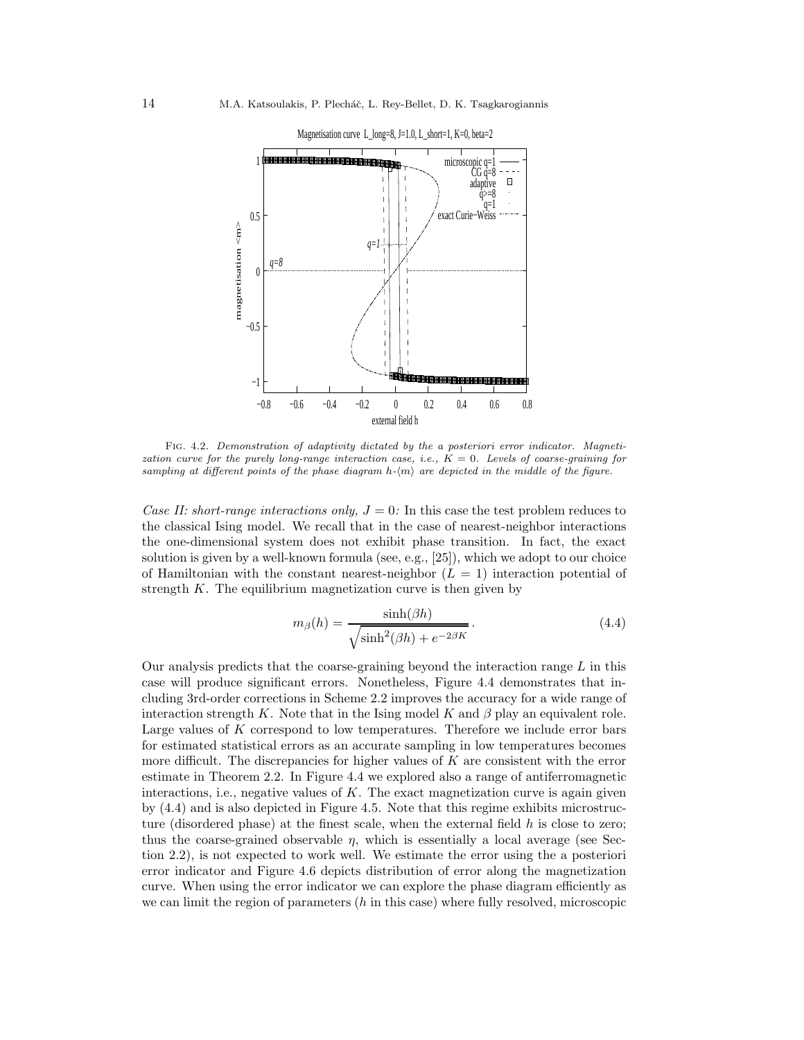Fig. 4.2. *Demonstration of adaptivity dictated by the a posteriori error indicator. Magnetization curve for the purely long-range interaction case, i.e., $K = 0$. Levels of coarse-graining for sampling at different points of the phase diagram $h$-$\langle m \rangle$ are depicted in the middle of the figure.*

*Case II: short-range interactions only, $J = 0$:* In this case the test problem reduces to the classical Ising model. We recall that in the case of nearest-neighbor interactions the one-dimensional system does not exhibit phase transition. In fact, the exact solution is given by a well-known formula (see, e.g., [25]), which we adopt to our choice of Hamiltonian with the constant nearest-neighbor ($L = 1$) interaction potential of strength $K$. The equilibrium magnetization curve is then given by

$$m_\beta(h) = \frac{\sinh(\beta h)}{\sqrt{\sinh^2(\beta h) + e^{-2\beta K}}}\,. \tag{4.4}$$

Our analysis predicts that the coarse-graining beyond the interaction range $L$ in this case will produce significant errors. Nonetheless, Figure 4.4 demonstrates that including 3rd-order corrections in Scheme 2.2 improves the accuracy for a wide range of interaction strength $K$. Note that in the Ising model $K$ and $\beta$ play an equivalent role. Large values of $K$ correspond to low temperatures. Therefore we include error bars for estimated statistical errors as an accurate sampling in low temperatures becomes more difficult. The discrepancies for higher values of $K$ are consistent with the error estimate in Theorem 2.2. In Figure 4.4 we explored also a range of antiferromagnetic interactions, i.e., negative values of $K$. The exact magnetization curve is again given by (4.4) and is also depicted in Figure 4.5. Note that this regime exhibits microstructure (disordered phase) at the finest scale, when the external field $h$ is close to zero; thus the coarse-grained observable $\eta$, which is essentially a local average (see Section 2.2), is not expected to work well. We estimate the error using the a posteriori error indicator and Figure 4.6 depicts distribution of error along the magnetization curve. When using the error indicator we can explore the phase diagram efficiently as we can limit the region of parameters ($h$ in this case) where fully resolved, microscopic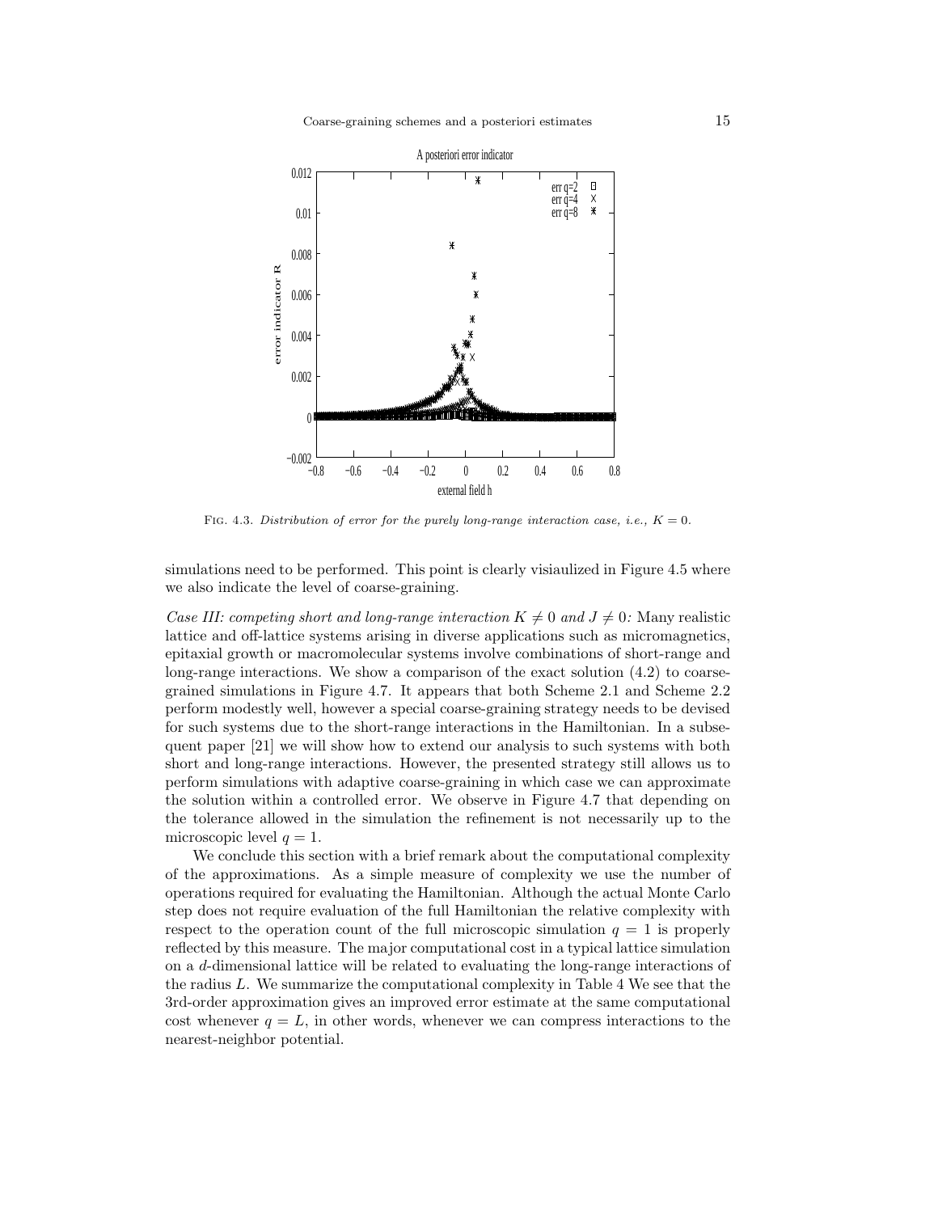Fig. 4.3. *Distribution of error for the purely long-range interaction case, i.e., $K = 0$.*

simulations need to be performed. This point is clearly visiaulized in Figure 4.5 where we also indicate the level of coarse-graining.

*Case III: competing short and long-range interaction $K \neq 0$ and $J \neq 0$:* Many realistic lattice and off-lattice systems arising in diverse applications such as micromagnetics, epitaxial growth or macromolecular systems involve combinations of short-range and long-range interactions. We show a comparison of the exact solution (4.2) to coarse-grained simulations in Figure 4.7. It appears that both Scheme 2.1 and Scheme 2.2 perform modestly well, however a special coarse-graining strategy needs to be devised for such systems due to the short-range interactions in the Hamiltonian. In a subsequent paper [21] we will show how to extend our analysis to such systems with both short and long-range interactions. However, the presented strategy still allows us to perform simulations with adaptive coarse-graining in which case we can approximate the solution within a controlled error. We observe in Figure 4.7 that depending on the tolerance allowed in the simulation the refinement is not necessarily up to the microscopic level $q = 1$.

We conclude this section with a brief remark about the computational complexity of the approximations. As a simple measure of complexity we use the number of operations required for evaluating the Hamiltonian. Although the actual Monte Carlo step does not require evaluation of the full Hamiltonian the relative complexity with respect to the operation count of the full microscopic simulation $q = 1$ is properly reflected by this measure. The major computational cost in a typical lattice simulation on a $d$-dimensional lattice will be related to evaluating the long-range interactions of the radius $L$. We summarize the computational complexity in Table 4 We see that the 3rd-order approximation gives an improved error estimate at the same computational cost whenever $q = L$, in other words, whenever we can compress interactions to the nearest-neighbor potential.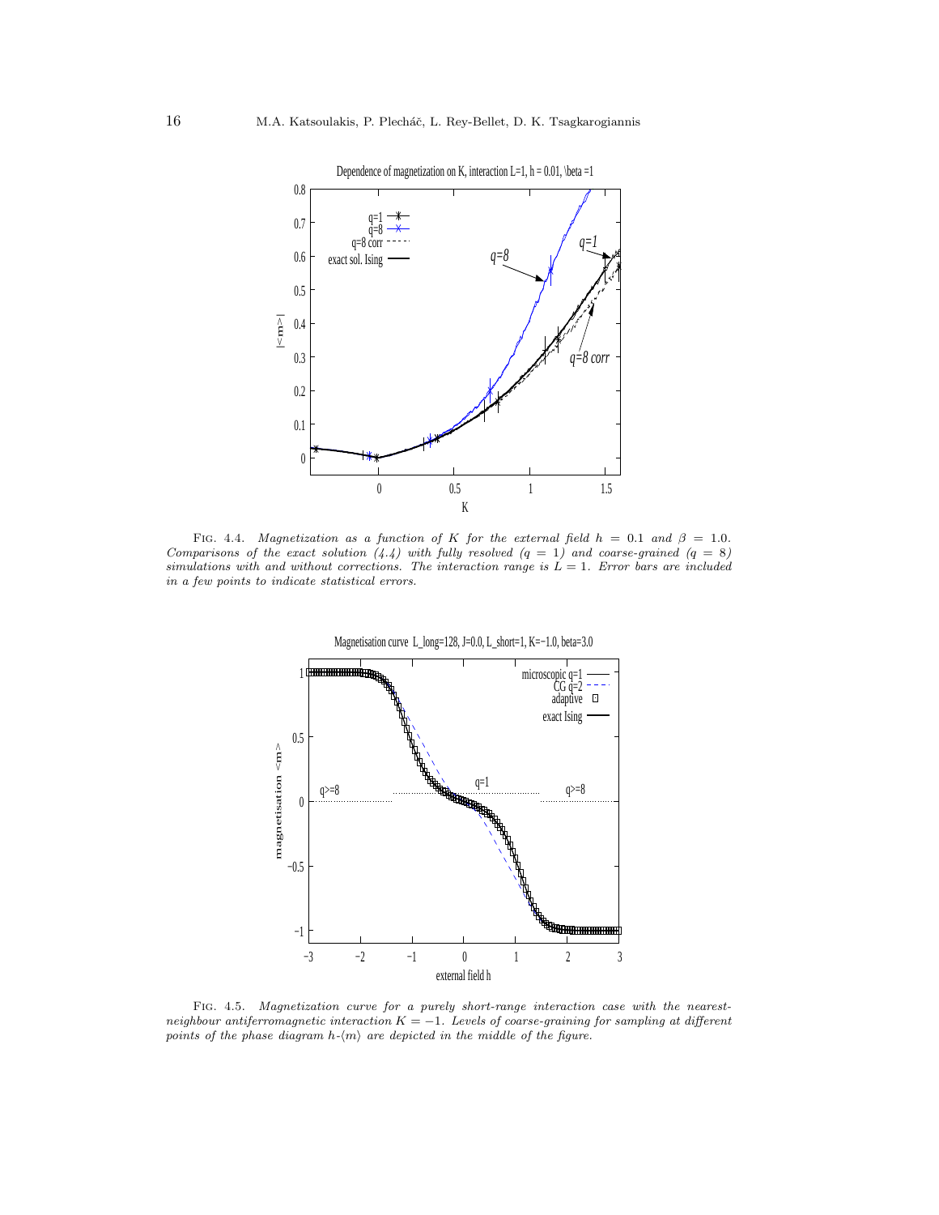FIG. 4.4. *Magnetization as a function of $K$ for the external field $h = 0.1$ and $\beta = 1.0$. Comparisons of the exact solution (4.4) with fully resolved ($q = 1$) and coarse-grained ($q = 8$) simulations with and without corrections. The interaction range is $L = 1$. Error bars are included in a few points to indicate statistical errors.*

FIG. 4.5. *Magnetization curve for a purely short-range interaction case with the nearest-neighbour antiferromagnetic interaction $K = -1$. Levels of coarse-graining for sampling at different points of the phase diagram $h$-$\langle m \rangle$ are depicted in the middle of the figure.*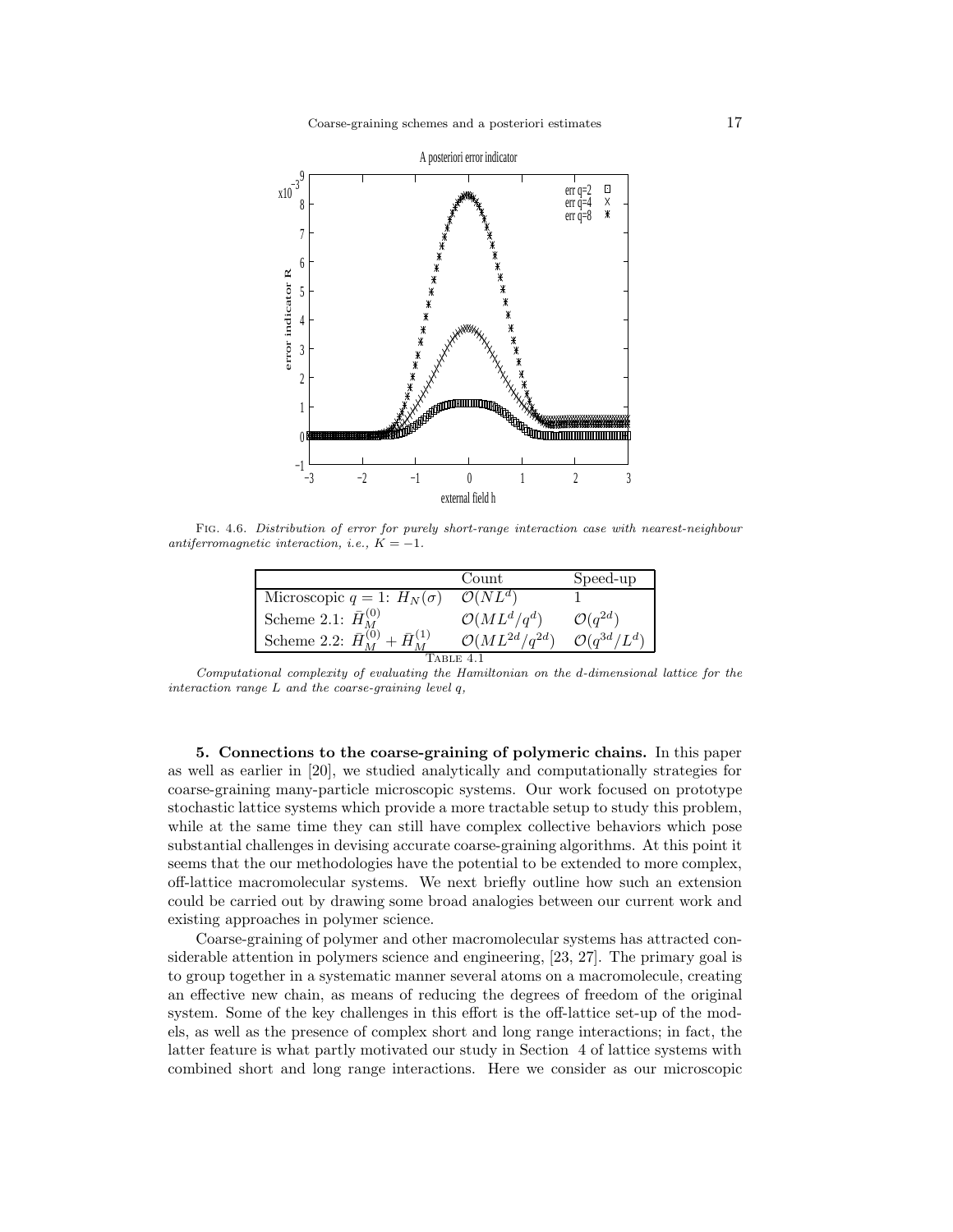Fig. 4.6. *Distribution of error for purely short-range interaction case with nearest-neighbour antiferromagnetic interaction, i.e., $K = -1$.*

| | Count | Speed-up |
|---|---|---|
| Microscopic $q = 1$: $H_N(\sigma)$ | $\mathcal{O}(NL^d)$ | 1 |
| Scheme 2.1: $\bar{H}_M^{(0)}$ | $\mathcal{O}(ML^d/q^d)$ | $\mathcal{O}(q^{2d})$ |
| Scheme 2.2: $\bar{H}_M^{(0)} + \bar{H}_M^{(1)}$ | $\mathcal{O}(ML^{2d}/q^{2d})$ | $\mathcal{O}(q^{3d}/L^d)$ |

Table 4.1

*Computational complexity of evaluating the Hamiltonian on the d-dimensional lattice for the interaction range L and the coarse-graining level q,*

**5. Connections to the coarse-graining of polymeric chains.** In this paper as well as earlier in [20], we studied analytically and computationally strategies for coarse-graining many-particle microscopic systems. Our work focused on prototype stochastic lattice systems which provide a more tractable setup to study this problem, while at the same time they can still have complex collective behaviors which pose substantial challenges in devising accurate coarse-graining algorithms. At this point it seems that the our methodologies have the potential to be extended to more complex, off-lattice macromolecular systems. We next briefly outline how such an extension could be carried out by drawing some broad analogies between our current work and existing approaches in polymer science.

Coarse-graining of polymer and other macromolecular systems has attracted considerable attention in polymers science and engineering, [23, 27]. The primary goal is to group together in a systematic manner several atoms on a macromolecule, creating an effective new chain, as means of reducing the degrees of freedom of the original system. Some of the key challenges in this effort is the off-lattice set-up of the models, as well as the presence of complex short and long range interactions; in fact, the latter feature is what partly motivated our study in Section 4 of lattice systems with combined short and long range interactions. Here we consider as our microscopic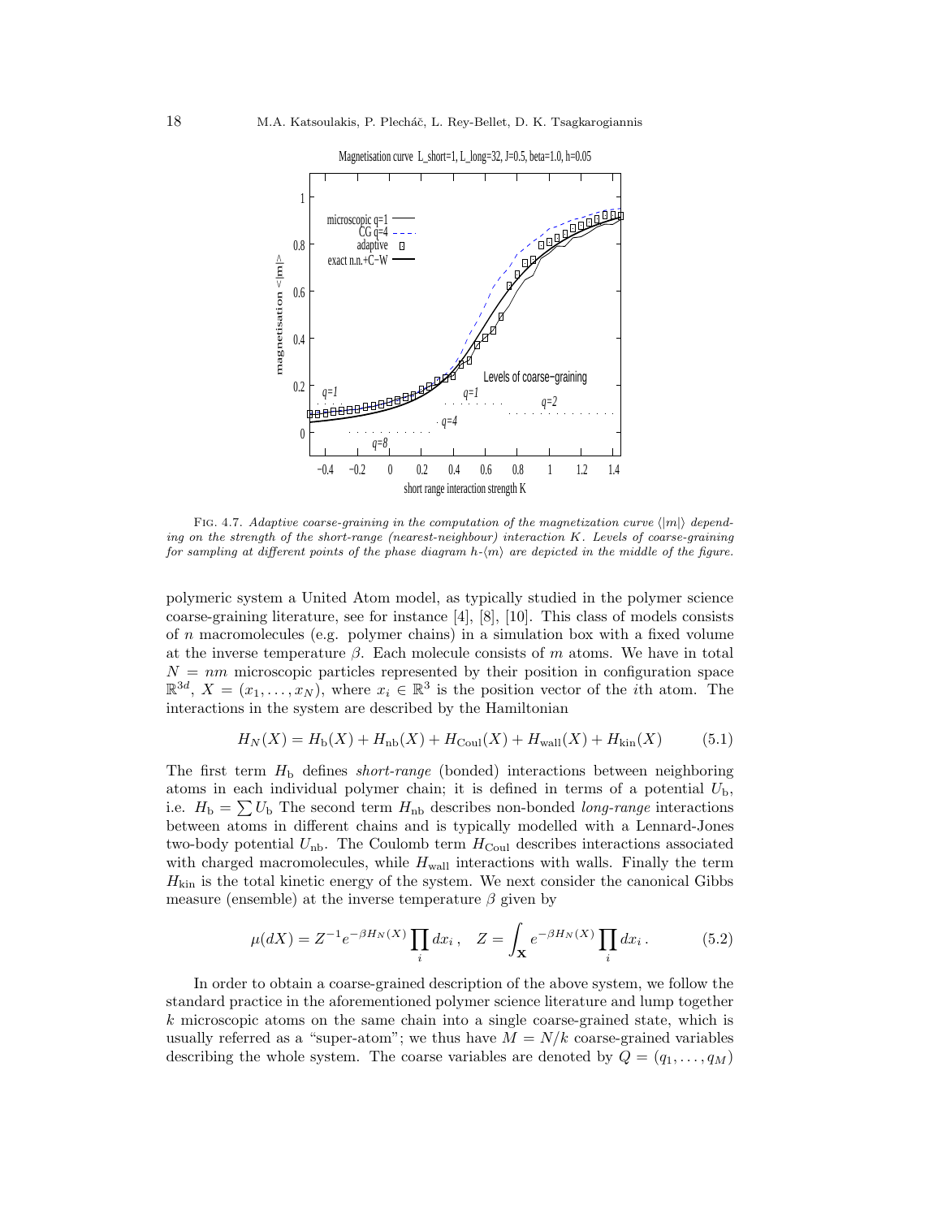FIG. 4.7. *Adaptive coarse-graining in the computation of the magnetization curve $\langle |m| \rangle$ depending on the strength of the short-range (nearest-neighbour) interaction $K$. Levels of coarse-graining for sampling at different points of the phase diagram $h$-$\langle m \rangle$ are depicted in the middle of the figure.*

polymeric system a United Atom model, as typically studied in the polymer science coarse-graining literature, see for instance [4], [8], [10]. This class of models consists of $n$ macromolecules (e.g. polymer chains) in a simulation box with a fixed volume at the inverse temperature $\beta$. Each molecule consists of $m$ atoms. We have in total $N = nm$ microscopic particles represented by their position in configuration space $\mathbb{R}^{3d}$, $X = (x_1, \ldots, x_N)$, where $x_i \in \mathbb{R}^3$ is the position vector of the $i$th atom. The interactions in the system are described by the Hamiltonian

$$H_N(X) = H_{\mathrm{b}}(X) + H_{\mathrm{nb}}(X) + H_{\mathrm{Coul}}(X) + H_{\mathrm{wall}}(X) + H_{\mathrm{kin}}(X) \tag{5.1}$$

The first term $H_{\mathrm{b}}$ defines *short-range* (bonded) interactions between neighboring atoms in each individual polymer chain; it is defined in terms of a potential $U_{\mathrm{b}}$, i.e. $H_{\mathrm{b}} = \sum U_{\mathrm{b}}$ The second term $H_{\mathrm{nb}}$ describes non-bonded *long-range* interactions between atoms in different chains and is typically modelled with a Lennard-Jones two-body potential $U_{\mathrm{nb}}$. The Coulomb term $H_{\mathrm{Coul}}$ describes interactions associated with charged macromolecules, while $H_{\mathrm{wall}}$ interactions with walls. Finally the term $H_{\mathrm{kin}}$ is the total kinetic energy of the system. We next consider the canonical Gibbs measure (ensemble) at the inverse temperature $\beta$ given by

$$\mu(dX) = Z^{-1} e^{-\beta H_N(X)} \prod_i dx_i \,, \quad Z = \int_{\mathbf{X}} e^{-\beta H_N(X)} \prod_i dx_i \,. \tag{5.2}$$

In order to obtain a coarse-grained description of the above system, we follow the standard practice in the aforementioned polymer science literature and lump together $k$ microscopic atoms on the same chain into a single coarse-grained state, which is usually referred as a "super-atom"; we thus have $M = N/k$ coarse-grained variables describing the whole system. The coarse variables are denoted by $Q = (q_1, \ldots, q_M)$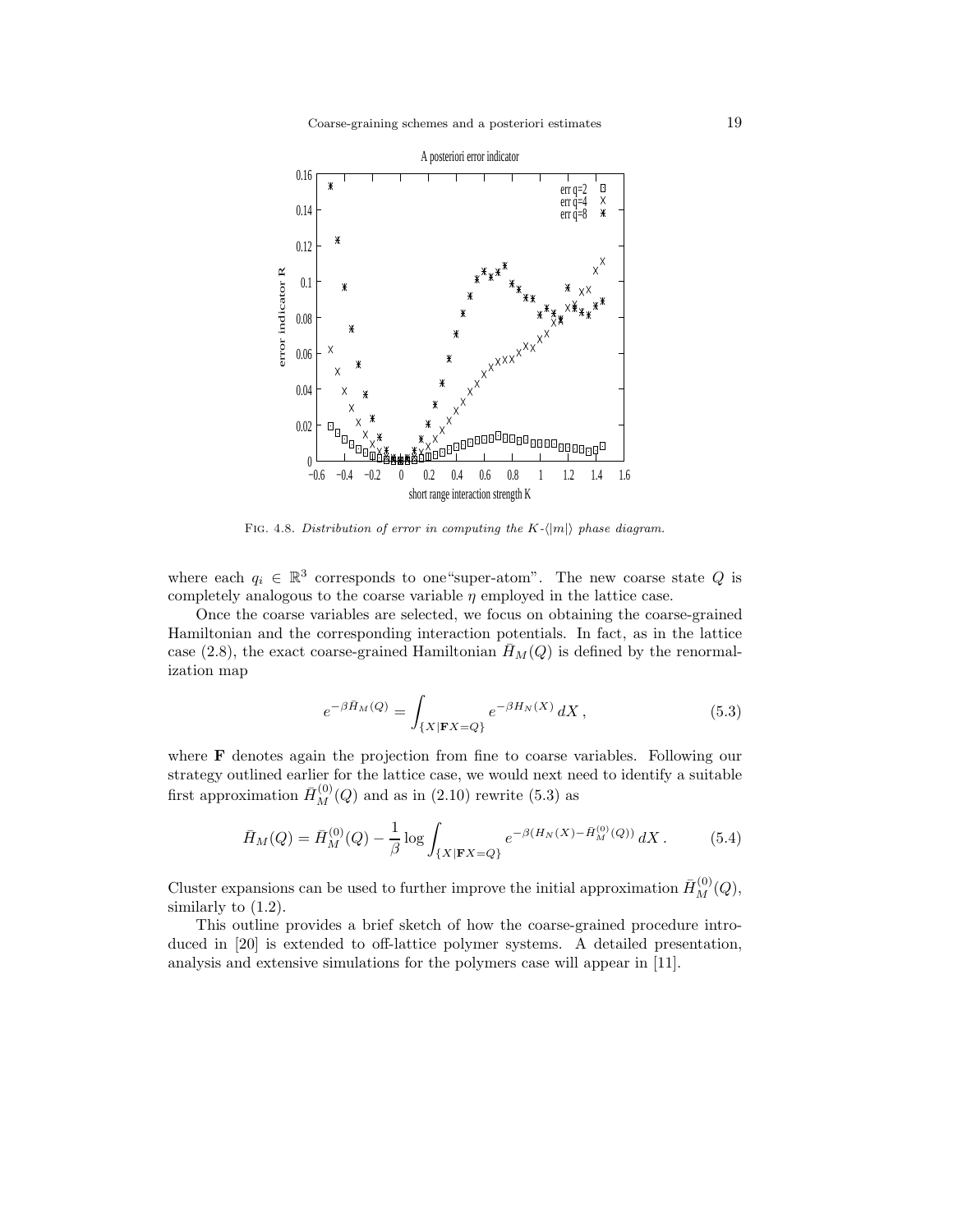FIG. 4.8. *Distribution of error in computing the* $K$-$\langle|m|\rangle$ *phase diagram.*

where each $q_i \in \mathbb{R}^3$ corresponds to one"super-atom". The new coarse state $Q$ is completely analogous to the coarse variable $\eta$ employed in the lattice case.

Once the coarse variables are selected, we focus on obtaining the coarse-grained Hamiltonian and the corresponding interaction potentials. In fact, as in the lattice case (2.8), the exact coarse-grained Hamiltonian $\bar{H}_M(Q)$ is defined by the renormalization map

$$e^{-\beta \bar{H}_M(Q)} = \int_{\{X|\mathbf{F}X=Q\}} e^{-\beta H_N(X)}\, dX\,, \tag{5.3}$$

where $\mathbf{F}$ denotes again the projection from fine to coarse variables. Following our strategy outlined earlier for the lattice case, we would next need to identify a suitable first approximation $\bar{H}_M^{(0)}(Q)$ and as in (2.10) rewrite (5.3) as

$$\bar{H}_M(Q) = \bar{H}_M^{(0)}(Q) - \frac{1}{\beta}\log \int_{\{X|\mathbf{F}X=Q\}} e^{-\beta(H_N(X)-\bar{H}_M^{(0)}(Q))}\, dX\,. \tag{5.4}$$

Cluster expansions can be used to further improve the initial approximation $\bar{H}_M^{(0)}(Q)$, similarly to (1.2).

This outline provides a brief sketch of how the coarse-grained procedure introduced in [20] is extended to off-lattice polymer systems. A detailed presentation, analysis and extensive simulations for the polymers case will appear in [11].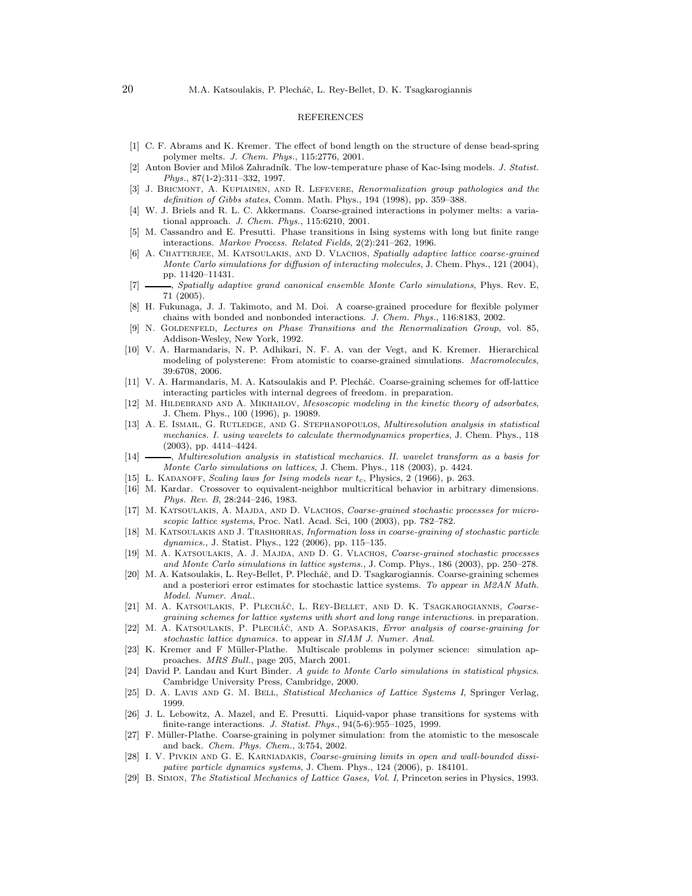## REFERENCES

- [1] C. F. Abrams and K. Kremer. The effect of bond length on the structure of dense bead-spring polymer melts. *J. Chem. Phys.*, 115:2776, 2001.
- [2] Anton Bovier and Miloš Zahradník. The low-temperature phase of Kac-Ising models. *J. Statist. Phys.*, 87(1-2):311–332, 1997.
- [3] J. Bricmont, A. Kupiainen, and R. Lefevere, *Renormalization group pathologies and the definition of Gibbs states*, Comm. Math. Phys., 194 (1998), pp. 359–388.
- [4] W. J. Briels and R. L. C. Akkermans. Coarse-grained interactions in polymer melts: a variational approach. *J. Chem. Phys.*, 115:6210, 2001.
- [5] M. Cassandro and E. Presutti. Phase transitions in Ising systems with long but finite range interactions. *Markov Process. Related Fields*, 2(2):241–262, 1996.
- [6] A. Chatterjee, M. Katsoulakis, and D. Vlachos, *Spatially adaptive lattice coarse-grained Monte Carlo simulations for diffusion of interacting molecules*, J. Chem. Phys., 121 (2004), pp. 11420–11431.
- [7] ———, *Spatially adaptive grand canonical ensemble Monte Carlo simulations*, Phys. Rev. E, 71 (2005).
- [8] H. Fukunaga, J. J. Takimoto, and M. Doi. A coarse-grained procedure for flexible polymer chains with bonded and nonbonded interactions. *J. Chem. Phys.*, 116:8183, 2002.
- [9] N. Goldenfeld, *Lectures on Phase Transitions and the Renormalization Group*, vol. 85, Addison-Wesley, New York, 1992.
- [10] V. A. Harmandaris, N. P. Adhikari, N. F. A. van der Vegt, and K. Kremer. Hierarchical modeling of polysterene: From atomistic to coarse-grained simulations. *Macromolecules*, 39:6708, 2006.
- [11] V. A. Harmandaris, M. A. Katsoulakis and P. Plecháč. Coarse-graining schemes for off-lattice interacting particles with internal degrees of freedom. in preparation.
- [12] M. Hildebrand and A. Mikhailov, *Mesoscopic modeling in the kinetic theory of adsorbates*, J. Chem. Phys., 100 (1996), p. 19089.
- [13] A. E. Ismail, G. Rutledge, and G. Stephanopoulos, *Multiresolution analysis in statistical mechanics. I. using wavelets to calculate thermodynamics properties*, J. Chem. Phys., 118 (2003), pp. 4414–4424.
- [14] ———, *Multiresolution analysis in statistical mechanics. II. wavelet transform as a basis for Monte Carlo simulations on lattices*, J. Chem. Phys., 118 (2003), p. 4424.
- [15] L. Kadanoff, *Scaling laws for Ising models near $t_c$*, Physics, 2 (1966), p. 263.
- [16] M. Kardar. Crossover to equivalent-neighbor multicritical behavior in arbitrary dimensions. *Phys. Rev. B*, 28:244–246, 1983.
- [17] M. Katsoulakis, A. Majda, and D. Vlachos, *Coarse-grained stochastic processes for microscopic lattice systems*, Proc. Natl. Acad. Sci, 100 (2003), pp. 782–782.
- [18] M. Katsoulakis and J. Trashorras, *Information loss in coarse-graining of stochastic particle dynamics.*, J. Statist. Phys., 122 (2006), pp. 115–135.
- [19] M. A. Katsoulakis, A. J. Majda, and D. G. Vlachos, *Coarse-grained stochastic processes and Monte Carlo simulations in lattice systems.*, J. Comp. Phys., 186 (2003), pp. 250–278.
- [20] M. A. Katsoulakis, L. Rey-Bellet, P. Plecháč, and D. Tsagkarogiannis. Coarse-graining schemes and a posteriori error estimates for stochastic lattice systems. *To appear in M2AN Math. Model. Numer. Anal.*.
- [21] M. A. Katsoulakis, P. Plecháč, L. Rey-Bellet, and D. K. Tsagkarogiannis, *Coarse-graining schemes for lattice systems with short and long range interactions*. in preparation.
- [22] M. A. Katsoulakis, P. Plecháč, and A. Sopasakis, *Error analysis of coarse-graining for stochastic lattice dynamics*. to appear in *SIAM J. Numer. Anal.*
- [23] K. Kremer and F Müller-Plathe. Multiscale problems in polymer science: simulation approaches. *MRS Bull.*, page 205, March 2001.
- [24] David P. Landau and Kurt Binder. *A guide to Monte Carlo simulations in statistical physics.* Cambridge University Press, Cambridge, 2000.
- [25] D. A. Lavis and G. M. Bell, *Statistical Mechanics of Lattice Systems I*, Springer Verlag, 1999.
- [26] J. L. Lebowitz, A. Mazel, and E. Presutti. Liquid-vapor phase transitions for systems with finite-range interactions. *J. Statist. Phys.*, 94(5-6):955–1025, 1999.
- [27] F. Müller-Plathe. Coarse-graining in polymer simulation: from the atomistic to the mesoscale and back. *Chem. Phys. Chem.*, 3:754, 2002.
- [28] I. V. Pivkin and G. E. Karniadakis, *Coarse-graining limits in open and wall-bounded dissipative particle dynamics systems*, J. Chem. Phys., 124 (2006), p. 184101.
- [29] B. Simon, *The Statistical Mechanics of Lattice Gases, Vol. I*, Princeton series in Physics, 1993.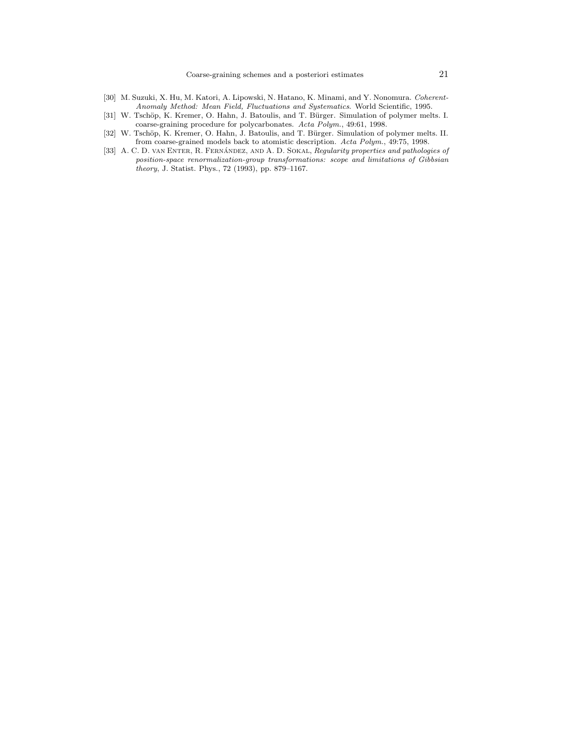[30] M. Suzuki, X. Hu, M. Katori, A. Lipowski, N. Hatano, K. Minami, and Y. Nonomura. *Coherent-Anomaly Method: Mean Field, Fluctuations and Systematics*. World Scientific, 1995.

[31] W. Tschöp, K. Kremer, O. Hahn, J. Batoulis, and T. Bürger. Simulation of polymer melts. I. coarse-graining procedure for polycarbonates. *Acta Polym.*, 49:61, 1998.

[32] W. Tschöp, K. Kremer, O. Hahn, J. Batoulis, and T. Bürger. Simulation of polymer melts. II. from coarse-grained models back to atomistic description. *Acta Polym.*, 49:75, 1998.

[33] A. C. D. van Enter, R. Fernández, and A. D. Sokal, *Regularity properties and pathologies of position-space renormalization-group transformations: scope and limitations of Gibbsian theory*, J. Statist. Phys., 72 (1993), pp. 879–1167.